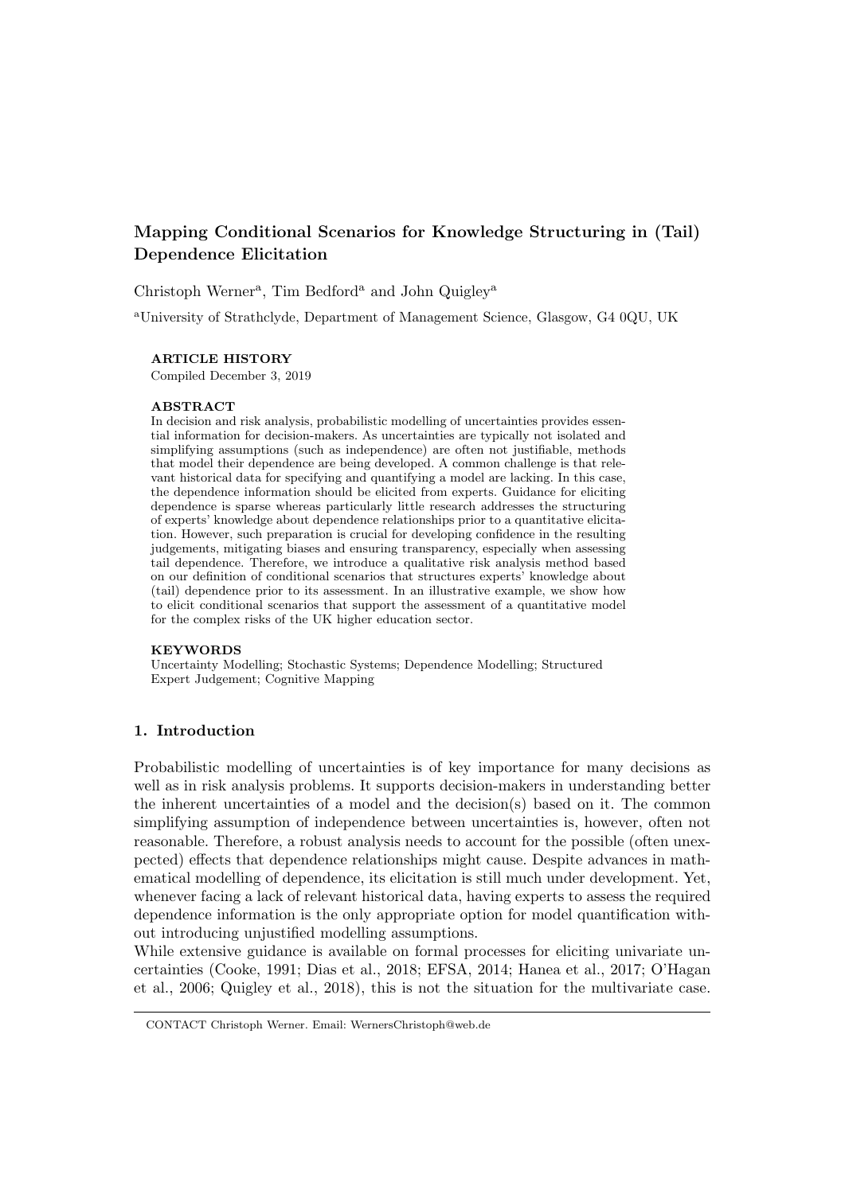# Mapping Conditional Scenarios for Knowledge Structuring in (Tail) Dependence Elicitation

Christoph Werner[a], Tim Bedford[a] and John Quigley[a]

[a]University of Strathclyde, Department of Management Science, Glasgow, G4 0QU, UK

**ARTICLE HISTORY**

Compiled December 3, 2019

**ABSTRACT**

In decision and risk analysis, probabilistic modelling of uncertainties provides essential information for decision-makers. As uncertainties are typically not isolated and simplifying assumptions (such as independence) are often not justifiable, methods that model their dependence are being developed. A common challenge is that relevant historical data for specifying and quantifying a model are lacking. In this case, the dependence information should be elicited from experts. Guidance for eliciting dependence is sparse whereas particularly little research addresses the structuring of experts' knowledge about dependence relationships prior to a quantitative elicitation. However, such preparation is crucial for developing confidence in the resulting judgements, mitigating biases and ensuring transparency, especially when assessing tail dependence. Therefore, we introduce a qualitative risk analysis method based on our definition of conditional scenarios that structures experts' knowledge about (tail) dependence prior to its assessment. In an illustrative example, we show how to elicit conditional scenarios that support the assessment of a quantitative model for the complex risks of the UK higher education sector.

**KEYWORDS**

Uncertainty Modelling; Stochastic Systems; Dependence Modelling; Structured Expert Judgement; Cognitive Mapping

## 1. Introduction

Probabilistic modelling of uncertainties is of key importance for many decisions as well as in risk analysis problems. It supports decision-makers in understanding better the inherent uncertainties of a model and the decision(s) based on it. The common simplifying assumption of independence between uncertainties is, however, often not reasonable. Therefore, a robust analysis needs to account for the possible (often unexpected) effects that dependence relationships might cause. Despite advances in mathematical modelling of dependence, its elicitation is still much under development. Yet, whenever facing a lack of relevant historical data, having experts to assess the required dependence information is the only appropriate option for model quantification without introducing unjustified modelling assumptions.

While extensive guidance is available on formal processes for eliciting univariate uncertainties (Cooke, 1991; Dias et al., 2018; EFSA, 2014; Hanea et al., 2017; O'Hagan et al., 2006; Quigley et al., 2018), this is not the situation for the multivariate case.

CONTACT Christoph Werner. Email: WernersChristoph@web.de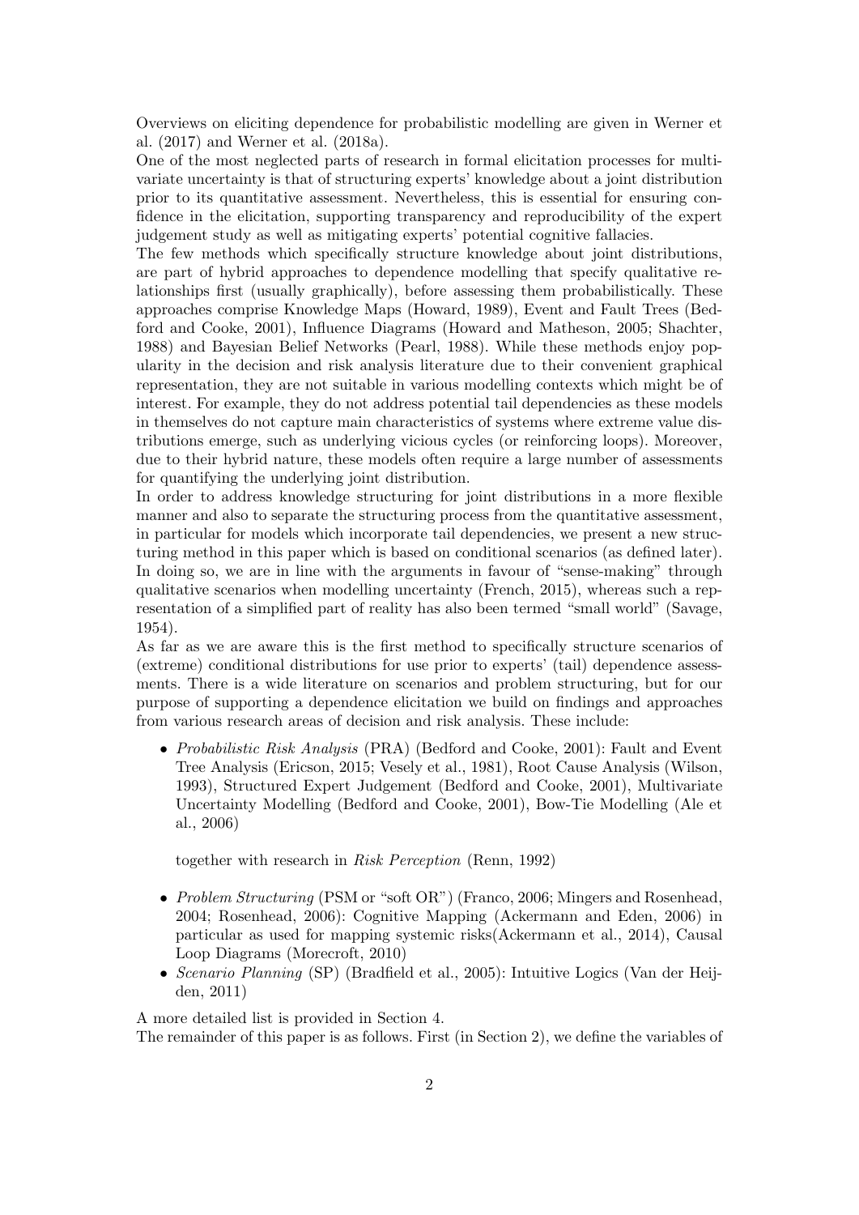Overviews on eliciting dependence for probabilistic modelling are given in Werner et al. (2017) and Werner et al. (2018a).

One of the most neglected parts of research in formal elicitation processes for multivariate uncertainty is that of structuring experts' knowledge about a joint distribution prior to its quantitative assessment. Nevertheless, this is essential for ensuring confidence in the elicitation, supporting transparency and reproducibility of the expert judgement study as well as mitigating experts' potential cognitive fallacies.

The few methods which specifically structure knowledge about joint distributions, are part of hybrid approaches to dependence modelling that specify qualitative relationships first (usually graphically), before assessing them probabilistically. These approaches comprise Knowledge Maps (Howard, 1989), Event and Fault Trees (Bedford and Cooke, 2001), Influence Diagrams (Howard and Matheson, 2005; Shachter, 1988) and Bayesian Belief Networks (Pearl, 1988). While these methods enjoy popularity in the decision and risk analysis literature due to their convenient graphical representation, they are not suitable in various modelling contexts which might be of interest. For example, they do not address potential tail dependencies as these models in themselves do not capture main characteristics of systems where extreme value distributions emerge, such as underlying vicious cycles (or reinforcing loops). Moreover, due to their hybrid nature, these models often require a large number of assessments for quantifying the underlying joint distribution.

In order to address knowledge structuring for joint distributions in a more flexible manner and also to separate the structuring process from the quantitative assessment, in particular for models which incorporate tail dependencies, we present a new structuring method in this paper which is based on conditional scenarios (as defined later). In doing so, we are in line with the arguments in favour of "sense-making" through qualitative scenarios when modelling uncertainty (French, 2015), whereas such a representation of a simplified part of reality has also been termed "small world" (Savage, 1954).

As far as we are aware this is the first method to specifically structure scenarios of (extreme) conditional distributions for use prior to experts' (tail) dependence assessments. There is a wide literature on scenarios and problem structuring, but for our purpose of supporting a dependence elicitation we build on findings and approaches from various research areas of decision and risk analysis. These include:

- *Probabilistic Risk Analysis* (PRA) (Bedford and Cooke, 2001): Fault and Event Tree Analysis (Ericson, 2015; Vesely et al., 1981), Root Cause Analysis (Wilson, 1993), Structured Expert Judgement (Bedford and Cooke, 2001), Multivariate Uncertainty Modelling (Bedford and Cooke, 2001), Bow-Tie Modelling (Ale et al., 2006)

  together with research in *Risk Perception* (Renn, 1992)

- *Problem Structuring* (PSM or "soft OR") (Franco, 2006; Mingers and Rosenhead, 2004; Rosenhead, 2006): Cognitive Mapping (Ackermann and Eden, 2006) in particular as used for mapping systemic risks(Ackermann et al., 2014), Causal Loop Diagrams (Morecroft, 2010)
- *Scenario Planning* (SP) (Bradfield et al., 2005): Intuitive Logics (Van der Heijden, 2011)

A more detailed list is provided in Section 4.

The remainder of this paper is as follows. First (in Section 2), we define the variables of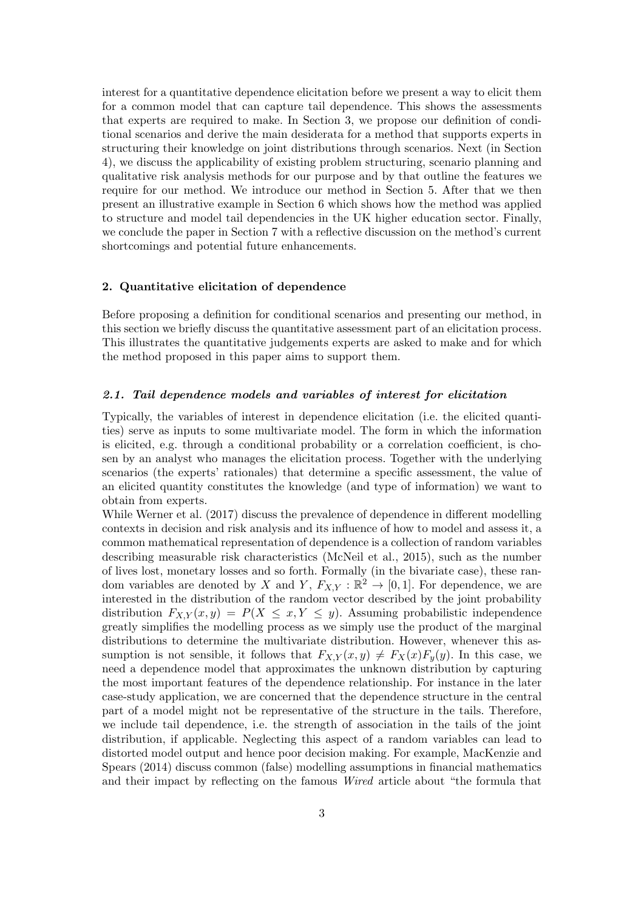interest for a quantitative dependence elicitation before we present a way to elicit them for a common model that can capture tail dependence. This shows the assessments that experts are required to make. In Section 3, we propose our definition of conditional scenarios and derive the main desiderata for a method that supports experts in structuring their knowledge on joint distributions through scenarios. Next (in Section 4), we discuss the applicability of existing problem structuring, scenario planning and qualitative risk analysis methods for our purpose and by that outline the features we require for our method. We introduce our method in Section 5. After that we then present an illustrative example in Section 6 which shows how the method was applied to structure and model tail dependencies in the UK higher education sector. Finally, we conclude the paper in Section 7 with a reflective discussion on the method's current shortcomings and potential future enhancements.

## 2. Quantitative elicitation of dependence

Before proposing a definition for conditional scenarios and presenting our method, in this section we briefly discuss the quantitative assessment part of an elicitation process. This illustrates the quantitative judgements experts are asked to make and for which the method proposed in this paper aims to support them.

### *2.1. Tail dependence models and variables of interest for elicitation*

Typically, the variables of interest in dependence elicitation (i.e. the elicited quantities) serve as inputs to some multivariate model. The form in which the information is elicited, e.g. through a conditional probability or a correlation coefficient, is chosen by an analyst who manages the elicitation process. Together with the underlying scenarios (the experts' rationales) that determine a specific assessment, the value of an elicited quantity constitutes the knowledge (and type of information) we want to obtain from experts.

While Werner et al. (2017) discuss the prevalence of dependence in different modelling contexts in decision and risk analysis and its influence of how to model and assess it, a common mathematical representation of dependence is a collection of random variables describing measurable risk characteristics (McNeil et al., 2015), such as the number of lives lost, monetary losses and so forth. Formally (in the bivariate case), these random variables are denoted by $X$ and $Y$, $F_{X,Y} : \mathbb{R}^2 \rightarrow [0, 1]$. For dependence, we are interested in the distribution of the random vector described by the joint probability distribution $F_{X,Y}(x, y) = P(X \leq x, Y \leq y)$. Assuming probabilistic independence greatly simplifies the modelling process as we simply use the product of the marginal distributions to determine the multivariate distribution. However, whenever this assumption is not sensible, it follows that $F_{X,Y}(x, y) \neq F_X(x)F_y(y)$. In this case, we need a dependence model that approximates the unknown distribution by capturing the most important features of the dependence relationship. For instance in the later case-study application, we are concerned that the dependence structure in the central part of a model might not be representative of the structure in the tails. Therefore, we include tail dependence, i.e. the strength of association in the tails of the joint distribution, if applicable. Neglecting this aspect of a random variables can lead to distorted model output and hence poor decision making. For example, MacKenzie and Spears (2014) discuss common (false) modelling assumptions in financial mathematics and their impact by reflecting on the famous *Wired* article about "the formula that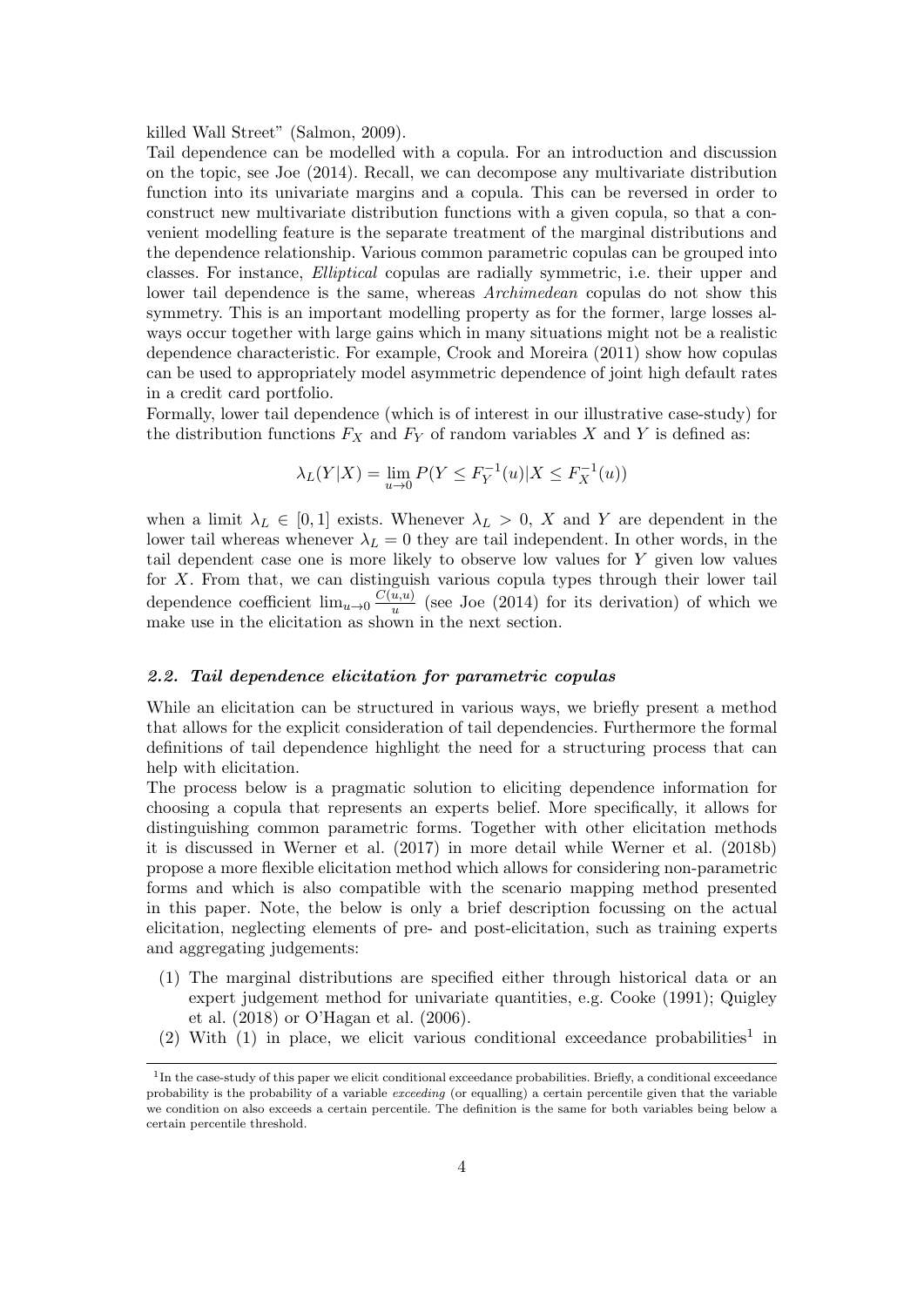killed Wall Street" (Salmon, 2009).

Tail dependence can be modelled with a copula. For an introduction and discussion on the topic, see Joe (2014). Recall, we can decompose any multivariate distribution function into its univariate margins and a copula. This can be reversed in order to construct new multivariate distribution functions with a given copula, so that a convenient modelling feature is the separate treatment of the marginal distributions and the dependence relationship. Various common parametric copulas can be grouped into classes. For instance, *Elliptical* copulas are radially symmetric, i.e. their upper and lower tail dependence is the same, whereas *Archimedean* copulas do not show this symmetry. This is an important modelling property as for the former, large losses always occur together with large gains which in many situations might not be a realistic dependence characteristic. For example, Crook and Moreira (2011) show how copulas can be used to appropriately model asymmetric dependence of joint high default rates in a credit card portfolio.

Formally, lower tail dependence (which is of interest in our illustrative case-study) for the distribution functions $F_X$ and $F_Y$ of random variables $X$ and $Y$ is defined as:

$$\lambda_L(Y|X) = \lim_{u \to 0} P(Y \leq F_Y^{-1}(u) | X \leq F_X^{-1}(u))$$

when a limit $\lambda_L \in [0,1]$ exists. Whenever $\lambda_L > 0$, $X$ and $Y$ are dependent in the lower tail whereas whenever $\lambda_L = 0$ they are tail independent. In other words, in the tail dependent case one is more likely to observe low values for $Y$ given low values for $X$. From that, we can distinguish various copula types through their lower tail dependence coefficient $\lim_{u \to 0} \frac{C(u,u)}{u}$ (see Joe (2014) for its derivation) of which we make use in the elicitation as shown in the next section.

### *2.2. Tail dependence elicitation for parametric copulas*

While an elicitation can be structured in various ways, we briefly present a method that allows for the explicit consideration of tail dependencies. Furthermore the formal definitions of tail dependence highlight the need for a structuring process that can help with elicitation.

The process below is a pragmatic solution to eliciting dependence information for choosing a copula that represents an experts belief. More specifically, it allows for distinguishing common parametric forms. Together with other elicitation methods it is discussed in Werner et al. (2017) in more detail while Werner et al. (2018b) propose a more flexible elicitation method which allows for considering non-parametric forms and which is also compatible with the scenario mapping method presented in this paper. Note, the below is only a brief description focussing on the actual elicitation, neglecting elements of pre- and post-elicitation, such as training experts and aggregating judgements:

(1) The marginal distributions are specified either through historical data or an expert judgement method for univariate quantities, e.g. Cooke (1991); Quigley et al. (2018) or O'Hagan et al. (2006).
(2) With (1) in place, we elicit various conditional exceedance probabilities[1] in

[1] In the case-study of this paper we elicit conditional exceedance probabilities. Briefly, a conditional exceedance probability is the probability of a variable *exceeding* (or equalling) a certain percentile given that the variable we condition on also exceeds a certain percentile. The definition is the same for both variables being below a certain percentile threshold.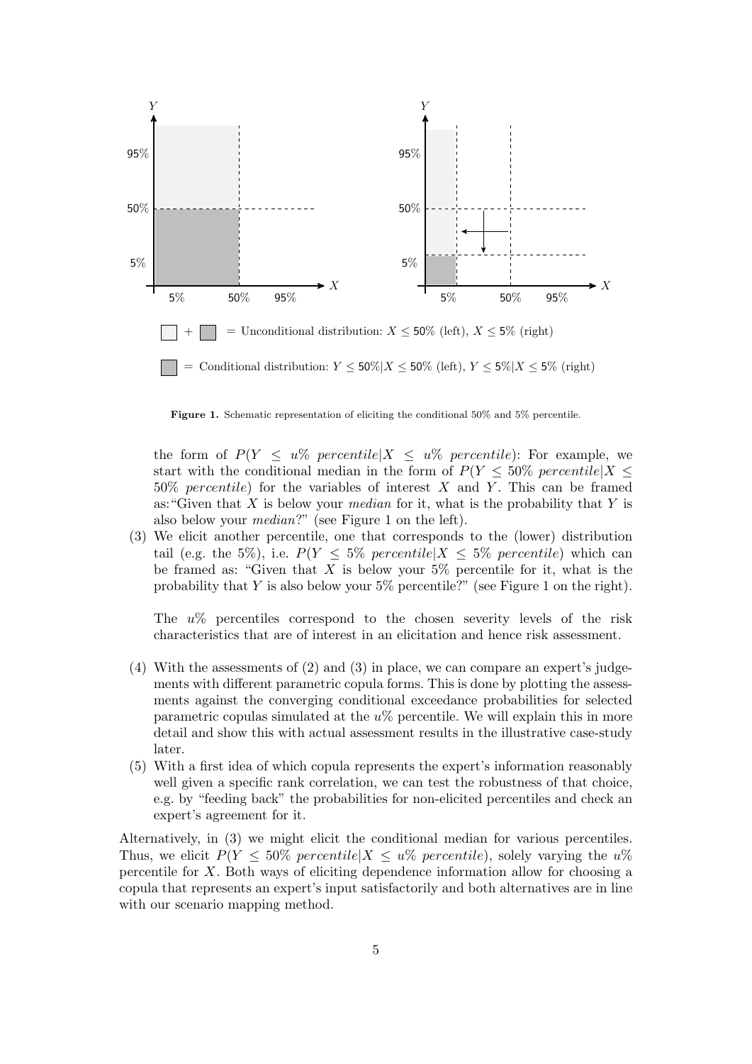**Figure 1.** Schematic representation of eliciting the conditional 50% and 5% percentile.

the form of $P(Y \leq u\%\ percentile|X \leq u\%\ percentile)$: For example, we start with the conditional median in the form of $P(Y \leq 50\%\ percentile|X \leq 50\%\ percentile)$ for the variables of interest $X$ and $Y$. This can be framed as: "Given that $X$ is below your *median* for it, what is the probability that $Y$ is also below your *median*?" (see Figure 1 on the left).

(3) We elicit another percentile, one that corresponds to the (lower) distribution tail (e.g. the 5%), i.e. $P(Y \leq 5\%\ percentile|X \leq 5\%\ percentile)$ which can be framed as: "Given that $X$ is below your 5% percentile for it, what is the probability that $Y$ is also below your 5% percentile?" (see Figure 1 on the right).

The $u\%$ percentiles correspond to the chosen severity levels of the risk characteristics that are of interest in an elicitation and hence risk assessment.

(4) With the assessments of (2) and (3) in place, we can compare an expert's judgements with different parametric copula forms. This is done by plotting the assessments against the converging conditional exceedance probabilities for selected parametric copulas simulated at the $u\%$ percentile. We will explain this in more detail and show this with actual assessment results in the illustrative case-study later.

(5) With a first idea of which copula represents the expert's information reasonably well given a specific rank correlation, we can test the robustness of that choice, e.g. by "feeding back" the probabilities for non-elicited percentiles and check an expert's agreement for it.

Alternatively, in (3) we might elicit the conditional median for various percentiles. Thus, we elicit $P(Y \leq 50\%\ percentile|X \leq u\%\ percentile)$, solely varying the $u\%$ percentile for $X$. Both ways of eliciting dependence information allow for choosing a copula that represents an expert's input satisfactorily and both alternatives are in line with our scenario mapping method.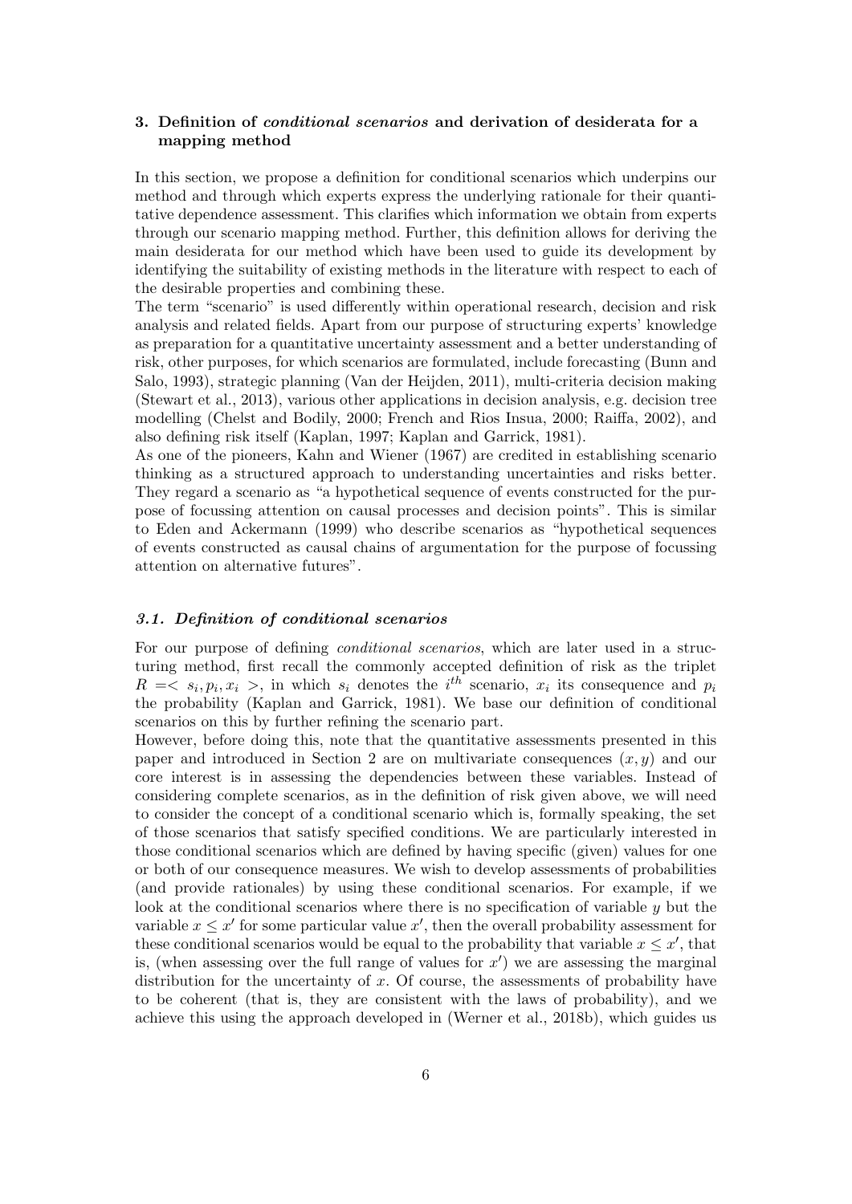## 3. Definition of *conditional scenarios* and derivation of desiderata for a mapping method

In this section, we propose a definition for conditional scenarios which underpins our method and through which experts express the underlying rationale for their quantitative dependence assessment. This clarifies which information we obtain from experts through our scenario mapping method. Further, this definition allows for deriving the main desiderata for our method which have been used to guide its development by identifying the suitability of existing methods in the literature with respect to each of the desirable properties and combining these.

The term "scenario" is used differently within operational research, decision and risk analysis and related fields. Apart from our purpose of structuring experts' knowledge as preparation for a quantitative uncertainty assessment and a better understanding of risk, other purposes, for which scenarios are formulated, include forecasting (Bunn and Salo, 1993), strategic planning (Van der Heijden, 2011), multi-criteria decision making (Stewart et al., 2013), various other applications in decision analysis, e.g. decision tree modelling (Chelst and Bodily, 2000; French and Rios Insua, 2000; Raiffa, 2002), and also defining risk itself (Kaplan, 1997; Kaplan and Garrick, 1981).

As one of the pioneers, Kahn and Wiener (1967) are credited in establishing scenario thinking as a structured approach to understanding uncertainties and risks better. They regard a scenario as "a hypothetical sequence of events constructed for the purpose of focussing attention on causal processes and decision points". This is similar to Eden and Ackermann (1999) who describe scenarios as "hypothetical sequences of events constructed as causal chains of argumentation for the purpose of focussing attention on alternative futures".

### *3.1. Definition of conditional scenarios*

For our purpose of defining *conditional scenarios*, which are later used in a structuring method, first recall the commonly accepted definition of risk as the triplet $R =< s_i, p_i, x_i >$, in which $s_i$ denotes the $i^{th}$ scenario, $x_i$ its consequence and $p_i$ the probability (Kaplan and Garrick, 1981). We base our definition of conditional scenarios on this by further refining the scenario part.

However, before doing this, note that the quantitative assessments presented in this paper and introduced in Section 2 are on multivariate consequences $(x, y)$ and our core interest is in assessing the dependencies between these variables. Instead of considering complete scenarios, as in the definition of risk given above, we will need to consider the concept of a conditional scenario which is, formally speaking, the set of those scenarios that satisfy specified conditions. We are particularly interested in those conditional scenarios which are defined by having specific (given) values for one or both of our consequence measures. We wish to develop assessments of probabilities (and provide rationales) by using these conditional scenarios. For example, if we look at the conditional scenarios where there is no specification of variable $y$ but the variable $x \leq x'$ for some particular value $x'$, then the overall probability assessment for these conditional scenarios would be equal to the probability that variable $x \leq x'$, that is, (when assessing over the full range of values for $x'$) we are assessing the marginal distribution for the uncertainty of $x$. Of course, the assessments of probability have to be coherent (that is, they are consistent with the laws of probability), and we achieve this using the approach developed in (Werner et al., 2018b), which guides us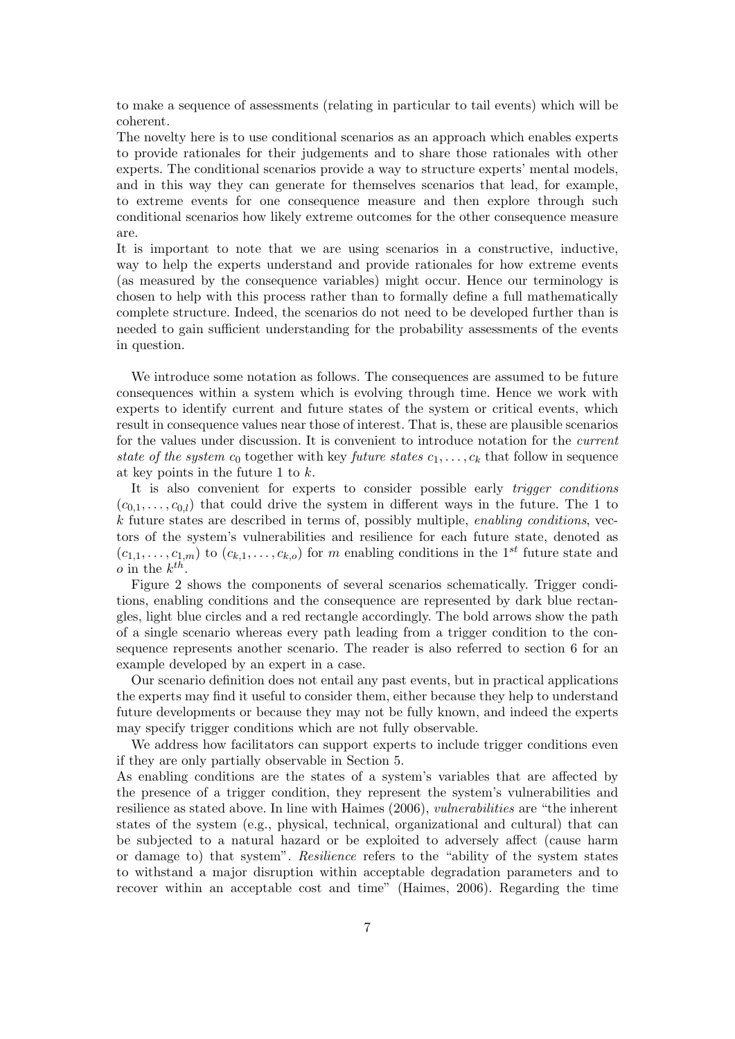to make a sequence of assessments (relating in particular to tail events) which will be coherent.
The novelty here is to use conditional scenarios as an approach which enables experts to provide rationales for their judgements and to share those rationales with other experts. The conditional scenarios provide a way to structure experts' mental models, and in this way they can generate for themselves scenarios that lead, for example, to extreme events for one consequence measure and then explore through such conditional scenarios how likely extreme outcomes for the other consequence measure are.
It is important to note that we are using scenarios in a constructive, inductive, way to help the experts understand and provide rationales for how extreme events (as measured by the consequence variables) might occur. Hence our terminology is chosen to help with this process rather than to formally define a full mathematically complete structure. Indeed, the scenarios do not need to be developed further than is needed to gain sufficient understanding for the probability assessments of the events in question.

We introduce some notation as follows. The consequences are assumed to be future consequences within a system which is evolving through time. Hence we work with experts to identify current and future states of the system or critical events, which result in consequence values near those of interest. That is, these are plausible scenarios for the values under discussion. It is convenient to introduce notation for the *current state of the system* $c_0$ together with key *future states* $c_1, \ldots, c_k$ that follow in sequence at key points in the future 1 to $k$.

It is also convenient for experts to consider possible early *trigger conditions* $(c_{0,1}, \ldots, c_{0,l})$ that could drive the system in different ways in the future. The 1 to $k$ future states are described in terms of, possibly multiple, *enabling conditions*, vectors of the system's vulnerabilities and resilience for each future state, denoted as $(c_{1,1}, \ldots, c_{1,m})$ to $(c_{k,1}, \ldots, c_{k,o})$ for $m$ enabling conditions in the $1^{st}$ future state and $o$ in the $k^{th}$.

Figure 2 shows the components of several scenarios schematically. Trigger conditions, enabling conditions and the consequence are represented by dark blue rectangles, light blue circles and a red rectangle accordingly. The bold arrows show the path of a single scenario whereas every path leading from a trigger condition to the consequence represents another scenario. The reader is also referred to section 6 for an example developed by an expert in a case.

Our scenario definition does not entail any past events, but in practical applications the experts may find it useful to consider them, either because they help to understand future developments or because they may not be fully known, and indeed the experts may specify trigger conditions which are not fully observable.

We address how facilitators can support experts to include trigger conditions even if they are only partially observable in Section 5.
As enabling conditions are the states of a system's variables that are affected by the presence of a trigger condition, they represent the system's vulnerabilities and resilience as stated above. In line with Haimes (2006), *vulnerabilities* are "the inherent states of the system (e.g., physical, technical, organizational and cultural) that can be subjected to a natural hazard or be exploited to adversely affect (cause harm or damage to) that system". *Resilience* refers to the "ability of the system states to withstand a major disruption within acceptable degradation parameters and to recover within an acceptable cost and time" (Haimes, 2006). Regarding the time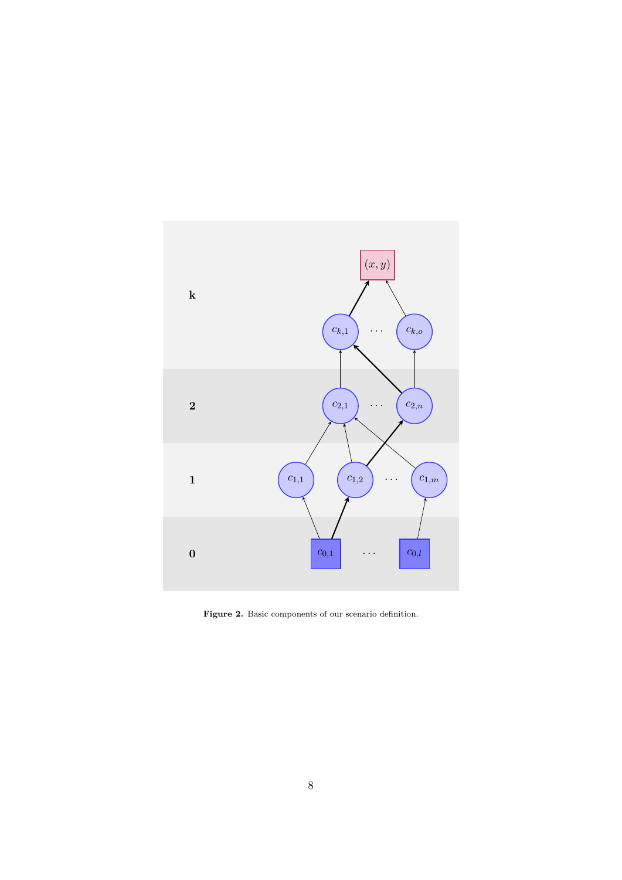**Figure 2.** Basic components of our scenario definition.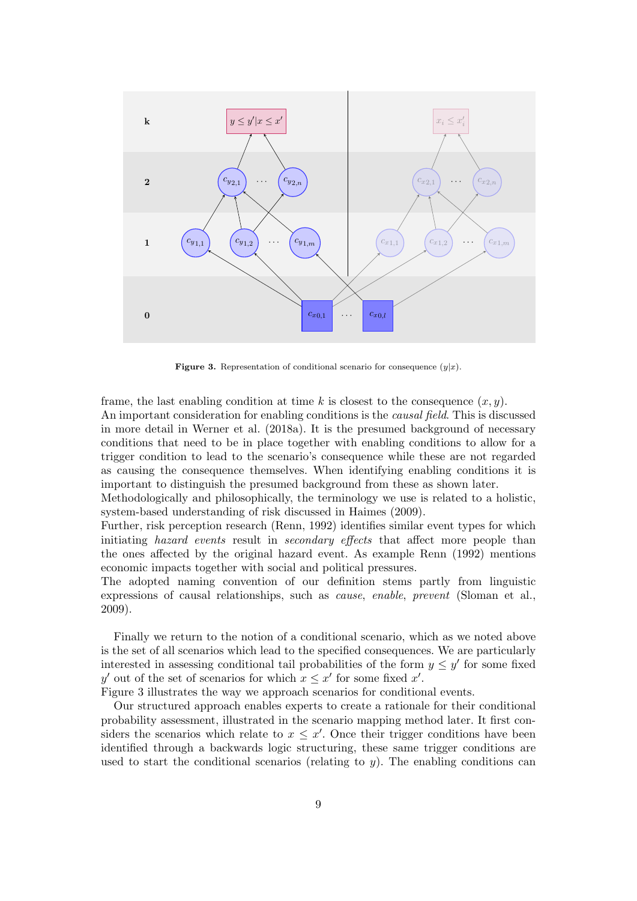**Figure 3.** Representation of conditional scenario for consequence $(y|x)$.

frame, the last enabling condition at time $k$ is closest to the consequence $(x, y)$.
An important consideration for enabling conditions is the *causal field*. This is discussed in more detail in Werner et al. (2018a). It is the presumed background of necessary conditions that need to be in place together with enabling conditions to allow for a trigger condition to lead to the scenario's consequence while these are not regarded as causing the consequence themselves. When identifying enabling conditions it is important to distinguish the presumed background from these as shown later.
Methodologically and philosophically, the terminology we use is related to a holistic, system-based understanding of risk discussed in Haimes (2009).
Further, risk perception research (Renn, 1992) identifies similar event types for which initiating *hazard events* result in *secondary effects* that affect more people than the ones affected by the original hazard event. As example Renn (1992) mentions economic impacts together with social and political pressures.
The adopted naming convention of our definition stems partly from linguistic expressions of causal relationships, such as *cause*, *enable*, *prevent* (Sloman et al., 2009).

Finally we return to the notion of a conditional scenario, which as we noted above is the set of all scenarios which lead to the specified consequences. We are particularly interested in assessing conditional tail probabilities of the form $y \leq y'$ for some fixed $y'$ out of the set of scenarios for which $x \leq x'$ for some fixed $x'$.
Figure 3 illustrates the way we approach scenarios for conditional events.

Our structured approach enables experts to create a rationale for their conditional probability assessment, illustrated in the scenario mapping method later. It first considers the scenarios which relate to $x \leq x'$. Once their trigger conditions have been identified through a backwards logic structuring, these same trigger conditions are used to start the conditional scenarios (relating to $y$). The enabling conditions can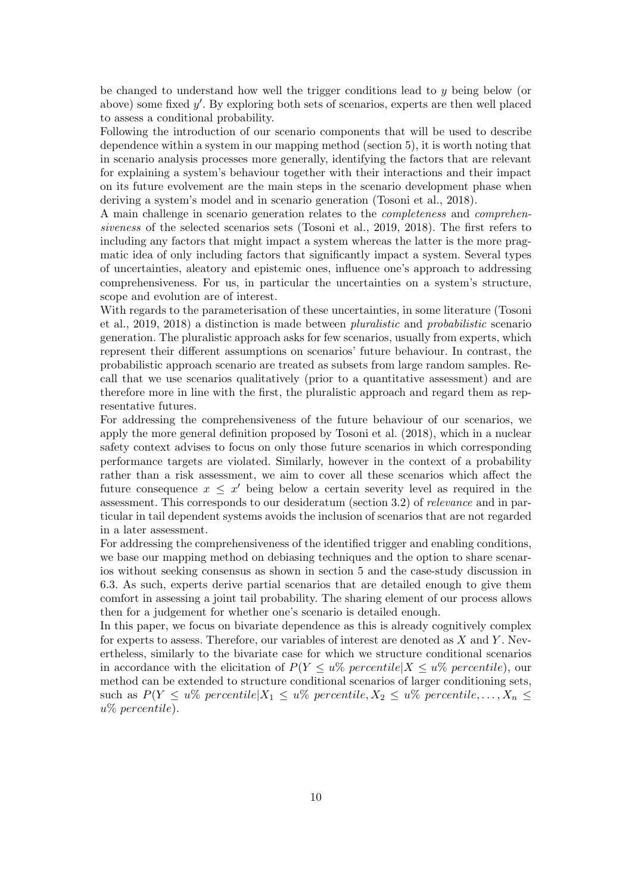be changed to understand how well the trigger conditions lead to $y$ being below (or above) some fixed $y'$. By exploring both sets of scenarios, experts are then well placed to assess a conditional probability.

Following the introduction of our scenario components that will be used to describe dependence within a system in our mapping method (section 5), it is worth noting that in scenario analysis processes more generally, identifying the factors that are relevant for explaining a system's behaviour together with their interactions and their impact on its future evolvement are the main steps in the scenario development phase when deriving a system's model and in scenario generation (Tosoni et al., 2018).

A main challenge in scenario generation relates to the *completeness* and *comprehensiveness* of the selected scenarios sets (Tosoni et al., 2019, 2018). The first refers to including any factors that might impact a system whereas the latter is the more pragmatic idea of only including factors that significantly impact a system. Several types of uncertainties, aleatory and epistemic ones, influence one's approach to addressing comprehensiveness. For us, in particular the uncertainties on a system's structure, scope and evolution are of interest.

With regards to the parameterisation of these uncertainties, in some literature (Tosoni et al., 2019, 2018) a distinction is made between *pluralistic* and *probabilistic* scenario generation. The pluralistic approach asks for few scenarios, usually from experts, which represent their different assumptions on scenarios' future behaviour. In contrast, the probabilistic approach scenario are treated as subsets from large random samples. Recall that we use scenarios qualitatively (prior to a quantitative assessment) and are therefore more in line with the first, the pluralistic approach and regard them as representative futures.

For addressing the comprehensiveness of the future behaviour of our scenarios, we apply the more general definition proposed by Tosoni et al. (2018), which in a nuclear safety context advises to focus on only those future scenarios in which corresponding performance targets are violated. Similarly, however in the context of a probability rather than a risk assessment, we aim to cover all these scenarios which affect the future consequence $x \leq x'$ being below a certain severity level as required in the assessment. This corresponds to our desideratum (section 3.2) of *relevance* and in particular in tail dependent systems avoids the inclusion of scenarios that are not regarded in a later assessment.

For addressing the comprehensiveness of the identified trigger and enabling conditions, we base our mapping method on debiasing techniques and the option to share scenarios without seeking consensus as shown in section 5 and the case-study discussion in 6.3. As such, experts derive partial scenarios that are detailed enough to give them comfort in assessing a joint tail probability. The sharing element of our process allows then for a judgement for whether one's scenario is detailed enough.

In this paper, we focus on bivariate dependence as this is already cognitively complex for experts to assess. Therefore, our variables of interest are denoted as $X$ and $Y$. Nevertheless, similarly to the bivariate case for which we structure conditional scenarios in accordance with the elicitation of $P(Y \leq u\%\ percentile | X \leq u\%\ percentile)$, our method can be extended to structure conditional scenarios of larger conditioning sets, such as $P(Y \leq u\%\ percentile | X_1 \leq u\%\ percentile, X_2 \leq u\%\ percentile, \ldots, X_n \leq u\%\ percentile)$.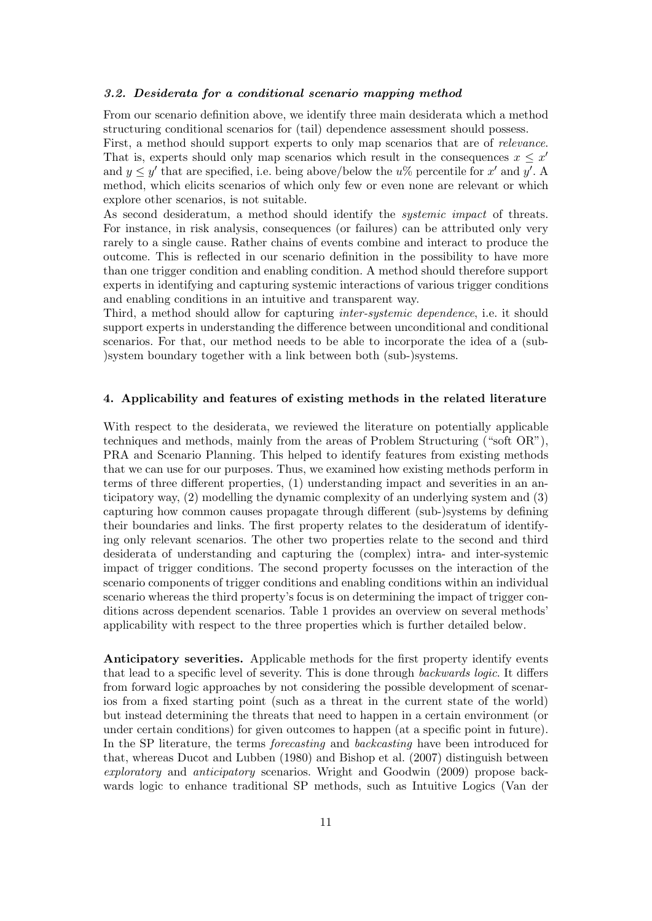### *3.2. Desiderata for a conditional scenario mapping method*

From our scenario definition above, we identify three main desiderata which a method structuring conditional scenarios for (tail) dependence assessment should possess.

First, a method should support experts to only map scenarios that are of *relevance*. That is, experts should only map scenarios which result in the consequences $x \leq x'$ and $y \leq y'$ that are specified, i.e. being above/below the $u\%$ percentile for $x'$ and $y'$. A method, which elicits scenarios of which only few or even none are relevant or which explore other scenarios, is not suitable.

As second desideratum, a method should identify the *systemic impact* of threats. For instance, in risk analysis, consequences (or failures) can be attributed only very rarely to a single cause. Rather chains of events combine and interact to produce the outcome. This is reflected in our scenario definition in the possibility to have more than one trigger condition and enabling condition. A method should therefore support experts in identifying and capturing systemic interactions of various trigger conditions and enabling conditions in an intuitive and transparent way.

Third, a method should allow for capturing *inter-systemic dependence*, i.e. it should support experts in understanding the difference between unconditional and conditional scenarios. For that, our method needs to be able to incorporate the idea of a (sub-)system boundary together with a link between both (sub-)systems.

## 4. Applicability and features of existing methods in the related literature

With respect to the desiderata, we reviewed the literature on potentially applicable techniques and methods, mainly from the areas of Problem Structuring ("soft OR"), PRA and Scenario Planning. This helped to identify features from existing methods that we can use for our purposes. Thus, we examined how existing methods perform in terms of three different properties, (1) understanding impact and severities in an anticipatory way, (2) modelling the dynamic complexity of an underlying system and (3) capturing how common causes propagate through different (sub-)systems by defining their boundaries and links. The first property relates to the desideratum of identifying only relevant scenarios. The other two properties relate to the second and third desiderata of understanding and capturing the (complex) intra- and inter-systemic impact of trigger conditions. The second property focusses on the interaction of the scenario components of trigger conditions and enabling conditions within an individual scenario whereas the third property's focus is on determining the impact of trigger conditions across dependent scenarios. Table 1 provides an overview on several methods' applicability with respect to the three properties which is further detailed below.

**Anticipatory severities.** Applicable methods for the first property identify events that lead to a specific level of severity. This is done through *backwards logic*. It differs from forward logic approaches by not considering the possible development of scenarios from a fixed starting point (such as a threat in the current state of the world) but instead determining the threats that need to happen in a certain environment (or under certain conditions) for given outcomes to happen (at a specific point in future). In the SP literature, the terms *forecasting* and *backcasting* have been introduced for that, whereas Ducot and Lubben (1980) and Bishop et al. (2007) distinguish between *exploratory* and *anticipatory* scenarios. Wright and Goodwin (2009) propose backwards logic to enhance traditional SP methods, such as Intuitive Logics (Van der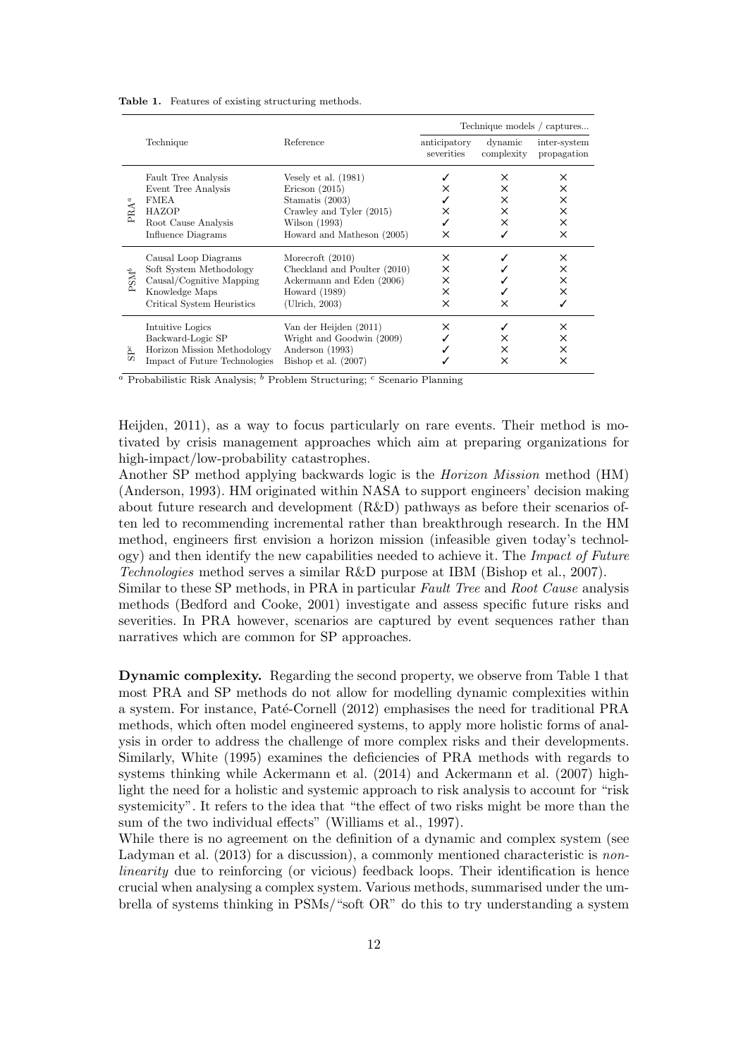**Table 1.** Features of existing structuring methods.

| | Technique | Reference | Technique models / captures... | | |
|---|---|---|---|---|---|
| | | | anticipatory severities | dynamic complexity | inter-system propagation |
| PRA[a] | Fault Tree Analysis | Vesely et al. (1981) | ✓ | × | × |
| | Event Tree Analysis | Ericson (2015) | × | × | × |
| | FMEA | Stamatis (2003) | ✓ | × | × |
| | HAZOP | Crawley and Tyler (2015) | × | × | × |
| | Root Cause Analysis | Wilson (1993) | ✓ | × | × |
| | Influence Diagrams | Howard and Matheson (2005) | × | ✓ | × |
| PSM[b] | Causal Loop Diagrams | Morecroft (2010) | × | ✓ | × |
| | Soft System Methodology | Checkland and Poulter (2010) | × | ✓ | × |
| | Causal/Cognitive Mapping | Ackermann and Eden (2006) | × | ✓ | × |
| | Knowledge Maps | Howard (1989) | × | ✓ | × |
| | Critical System Heuristics | (Ulrich, 2003) | × | × | ✓ |
| SP[c] | Intuitive Logics | Van der Heijden (2011) | × | ✓ | × |
| | Backward-Logic SP | Wright and Goodwin (2009) | ✓ | × | × |
| | Horizon Mission Methodology | Anderson (1993) | ✓ | × | × |
| | Impact of Future Technologies | Bishop et al. (2007) | ✓ | × | × |

[a] Probabilistic Risk Analysis; [b] Problem Structuring; [c] Scenario Planning

Heijden, 2011), as a way to focus particularly on rare events. Their method is motivated by crisis management approaches which aim at preparing organizations for high-impact/low-probability catastrophes.

Another SP method applying backwards logic is the *Horizon Mission* method (HM) (Anderson, 1993). HM originated within NASA to support engineers' decision making about future research and development (R&D) pathways as before their scenarios often led to recommending incremental rather than breakthrough research. In the HM method, engineers first envision a horizon mission (infeasible given today's technology) and then identify the new capabilities needed to achieve it. The *Impact of Future Technologies* method serves a similar R&D purpose at IBM (Bishop et al., 2007).

Similar to these SP methods, in PRA in particular *Fault Tree* and *Root Cause* analysis methods (Bedford and Cooke, 2001) investigate and assess specific future risks and severities. In PRA however, scenarios are captured by event sequences rather than narratives which are common for SP approaches.

**Dynamic complexity.** Regarding the second property, we observe from Table 1 that most PRA and SP methods do not allow for modelling dynamic complexities within a system. For instance, Paté-Cornell (2012) emphasises the need for traditional PRA methods, which often model engineered systems, to apply more holistic forms of analysis in order to address the challenge of more complex risks and their developments. Similarly, White (1995) examines the deficiencies of PRA methods with regards to systems thinking while Ackermann et al. (2014) and Ackermann et al. (2007) highlight the need for a holistic and systemic approach to risk analysis to account for "risk systemicity". It refers to the idea that "the effect of two risks might be more than the sum of the two individual effects" (Williams et al., 1997).

While there is no agreement on the definition of a dynamic and complex system (see Ladyman et al. (2013) for a discussion), a commonly mentioned characteristic is *non-linearity* due to reinforcing (or vicious) feedback loops. Their identification is hence crucial when analysing a complex system. Various methods, summarised under the umbrella of systems thinking in PSMs/"soft OR" do this to try understanding a system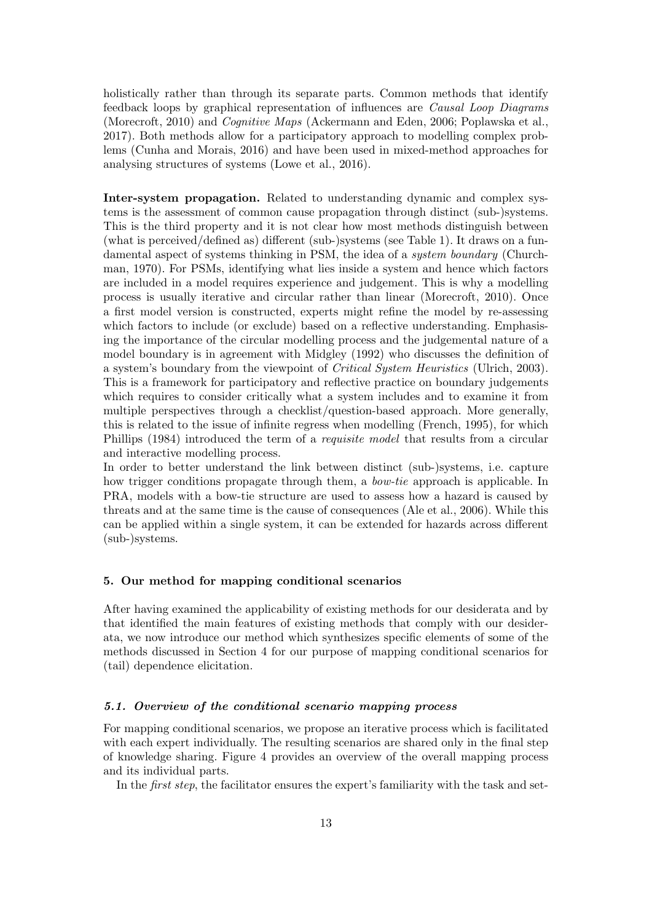holistically rather than through its separate parts. Common methods that identify feedback loops by graphical representation of influences are *Causal Loop Diagrams* (Morecroft, 2010) and *Cognitive Maps* (Ackermann and Eden, 2006; Poplawska et al., 2017). Both methods allow for a participatory approach to modelling complex problems (Cunha and Morais, 2016) and have been used in mixed-method approaches for analysing structures of systems (Lowe et al., 2016).

**Inter-system propagation.** Related to understanding dynamic and complex systems is the assessment of common cause propagation through distinct (sub-)systems. This is the third property and it is not clear how most methods distinguish between (what is perceived/defined as) different (sub-)systems (see Table 1). It draws on a fundamental aspect of systems thinking in PSM, the idea of a *system boundary* (Churchman, 1970). For PSMs, identifying what lies inside a system and hence which factors are included in a model requires experience and judgement. This is why a modelling process is usually iterative and circular rather than linear (Morecroft, 2010). Once a first model version is constructed, experts might refine the model by re-assessing which factors to include (or exclude) based on a reflective understanding. Emphasising the importance of the circular modelling process and the judgemental nature of a model boundary is in agreement with Midgley (1992) who discusses the definition of a system's boundary from the viewpoint of *Critical System Heuristics* (Ulrich, 2003). This is a framework for participatory and reflective practice on boundary judgements which requires to consider critically what a system includes and to examine it from multiple perspectives through a checklist/question-based approach. More generally, this is related to the issue of infinite regress when modelling (French, 1995), for which Phillips (1984) introduced the term of a *requisite model* that results from a circular and interactive modelling process.

In order to better understand the link between distinct (sub-)systems, i.e. capture how trigger conditions propagate through them, a *bow-tie* approach is applicable. In PRA, models with a bow-tie structure are used to assess how a hazard is caused by threats and at the same time is the cause of consequences (Ale et al., 2006). While this can be applied within a single system, it can be extended for hazards across different (sub-)systems.

## 5. Our method for mapping conditional scenarios

After having examined the applicability of existing methods for our desiderata and by that identified the main features of existing methods that comply with our desiderata, we now introduce our method which synthesizes specific elements of some of the methods discussed in Section 4 for our purpose of mapping conditional scenarios for (tail) dependence elicitation.

### *5.1. Overview of the conditional scenario mapping process*

For mapping conditional scenarios, we propose an iterative process which is facilitated with each expert individually. The resulting scenarios are shared only in the final step of knowledge sharing. Figure 4 provides an overview of the overall mapping process and its individual parts.

In the *first step*, the facilitator ensures the expert's familiarity with the task and set-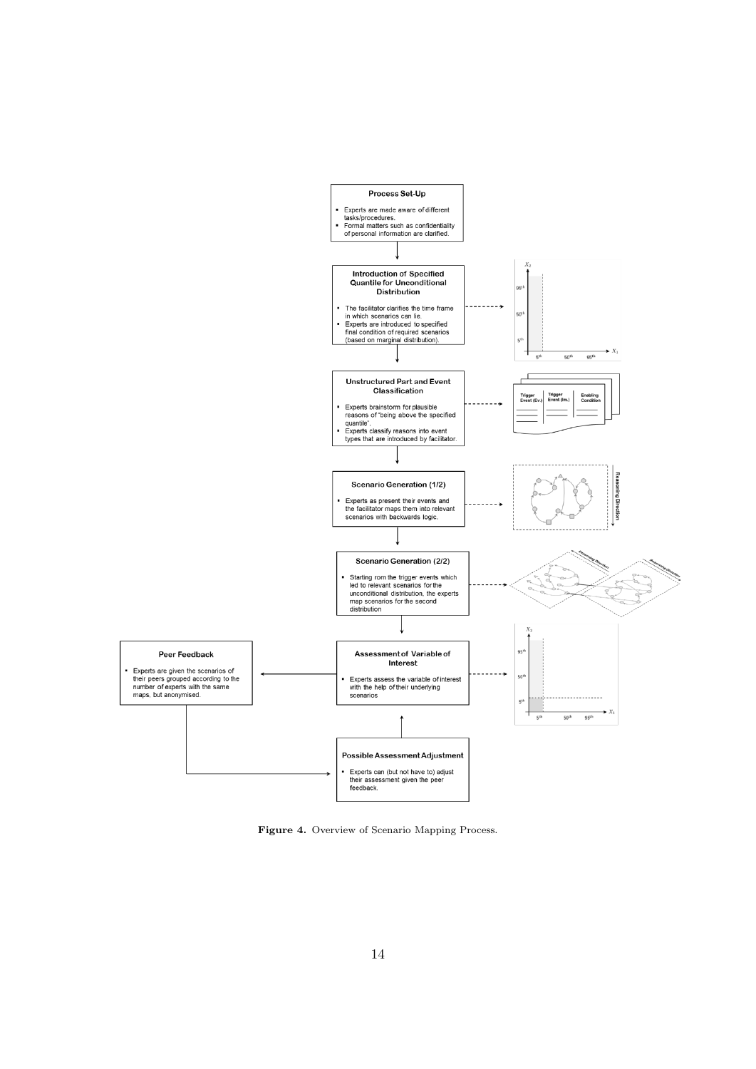**Process Set-Up**

- Experts are made aware of different tasks/procedures.
- Formal matters such as confidentiality of personal information are clarified.

**Introduction of Specified Quantile for Unconditional Distribution**

- The facilitator clarifies the time frame in which scenarios can lie.
- Experts are introduced to specified final condition of required scenarios (based on marginal distribution).

**Unstructured Part and Event Classification**

- Experts brainstorm for plausible reasons of "being above the specified quantile".
- Experts classify reasons into event types that are introduced by facilitator.

| Trigger Event (Ev.) | Trigger Event (Im.) | Enabling Condition |
| --- | --- | --- |

**Scenario Generation (1/2)**

- Experts as present their events and the facilitator maps them into relevant scenarios with backwards logic.

Reasoning Direction

**Scenario Generation (2/2)**

- Starting rom the trigger events which led to relevant scenarios for the unconditional distribution, the experts map scenarios for the second distribution

**Assessment of Variable of Interest**

- Experts assess the variable of interest with the help of their underlying scenarios

**Peer Feedback**

- Experts are given the scenarios of their peers grouped according to the number of experts with the same maps, but anonymised.

**Possible Assessment Adjustment**

- Experts can (but not have to) adjust their assessment given the peer feedback.

**Figure 4.** Overview of Scenario Mapping Process.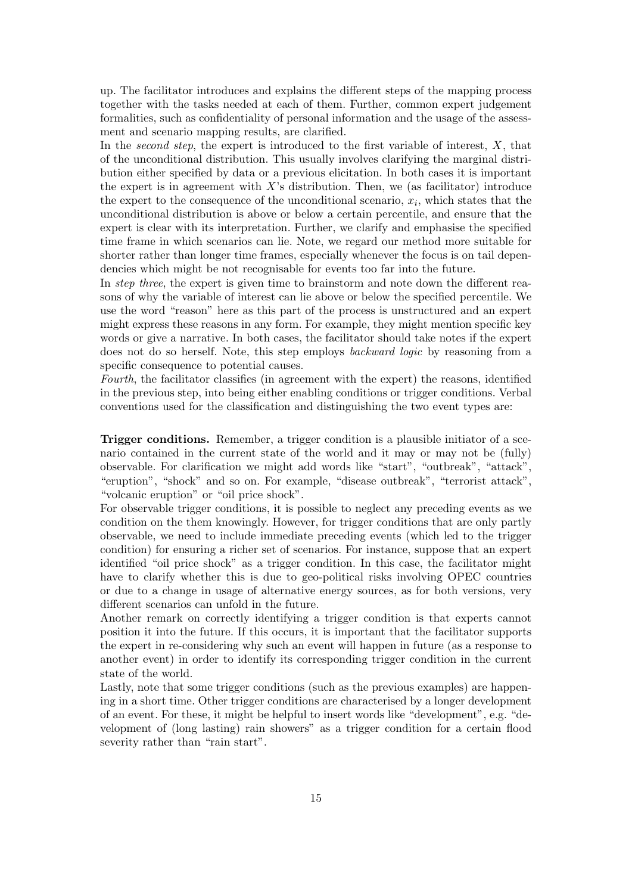up. The facilitator introduces and explains the different steps of the mapping process together with the tasks needed at each of them. Further, common expert judgement formalities, such as confidentiality of personal information and the usage of the assessment and scenario mapping results, are clarified.

In the *second step*, the expert is introduced to the first variable of interest, $X$, that of the unconditional distribution. This usually involves clarifying the marginal distribution either specified by data or a previous elicitation. In both cases it is important the expert is in agreement with $X$'s distribution. Then, we (as facilitator) introduce the expert to the consequence of the unconditional scenario, $x_i$, which states that the unconditional distribution is above or below a certain percentile, and ensure that the expert is clear with its interpretation. Further, we clarify and emphasise the specified time frame in which scenarios can lie. Note, we regard our method more suitable for shorter rather than longer time frames, especially whenever the focus is on tail dependencies which might be not recognisable for events too far into the future.

In *step three*, the expert is given time to brainstorm and note down the different reasons of why the variable of interest can lie above or below the specified percentile. We use the word "reason" here as this part of the process is unstructured and an expert might express these reasons in any form. For example, they might mention specific key words or give a narrative. In both cases, the facilitator should take notes if the expert does not do so herself. Note, this step employs *backward logic* by reasoning from a specific consequence to potential causes.

*Fourth*, the facilitator classifies (in agreement with the expert) the reasons, identified in the previous step, into being either enabling conditions or trigger conditions. Verbal conventions used for the classification and distinguishing the two event types are:

**Trigger conditions.** Remember, a trigger condition is a plausible initiator of a scenario contained in the current state of the world and it may or may not be (fully) observable. For clarification we might add words like "start", "outbreak", "attack", "eruption", "shock" and so on. For example, "disease outbreak", "terrorist attack", "volcanic eruption" or "oil price shock".

For observable trigger conditions, it is possible to neglect any preceding events as we condition on the them knowingly. However, for trigger conditions that are only partly observable, we need to include immediate preceding events (which led to the trigger condition) for ensuring a richer set of scenarios. For instance, suppose that an expert identified "oil price shock" as a trigger condition. In this case, the facilitator might have to clarify whether this is due to geo-political risks involving OPEC countries or due to a change in usage of alternative energy sources, as for both versions, very different scenarios can unfold in the future.

Another remark on correctly identifying a trigger condition is that experts cannot position it into the future. If this occurs, it is important that the facilitator supports the expert in re-considering why such an event will happen in future (as a response to another event) in order to identify its corresponding trigger condition in the current state of the world.

Lastly, note that some trigger conditions (such as the previous examples) are happening in a short time. Other trigger conditions are characterised by a longer development of an event. For these, it might be helpful to insert words like "development", e.g. "development of (long lasting) rain showers" as a trigger condition for a certain flood severity rather than "rain start".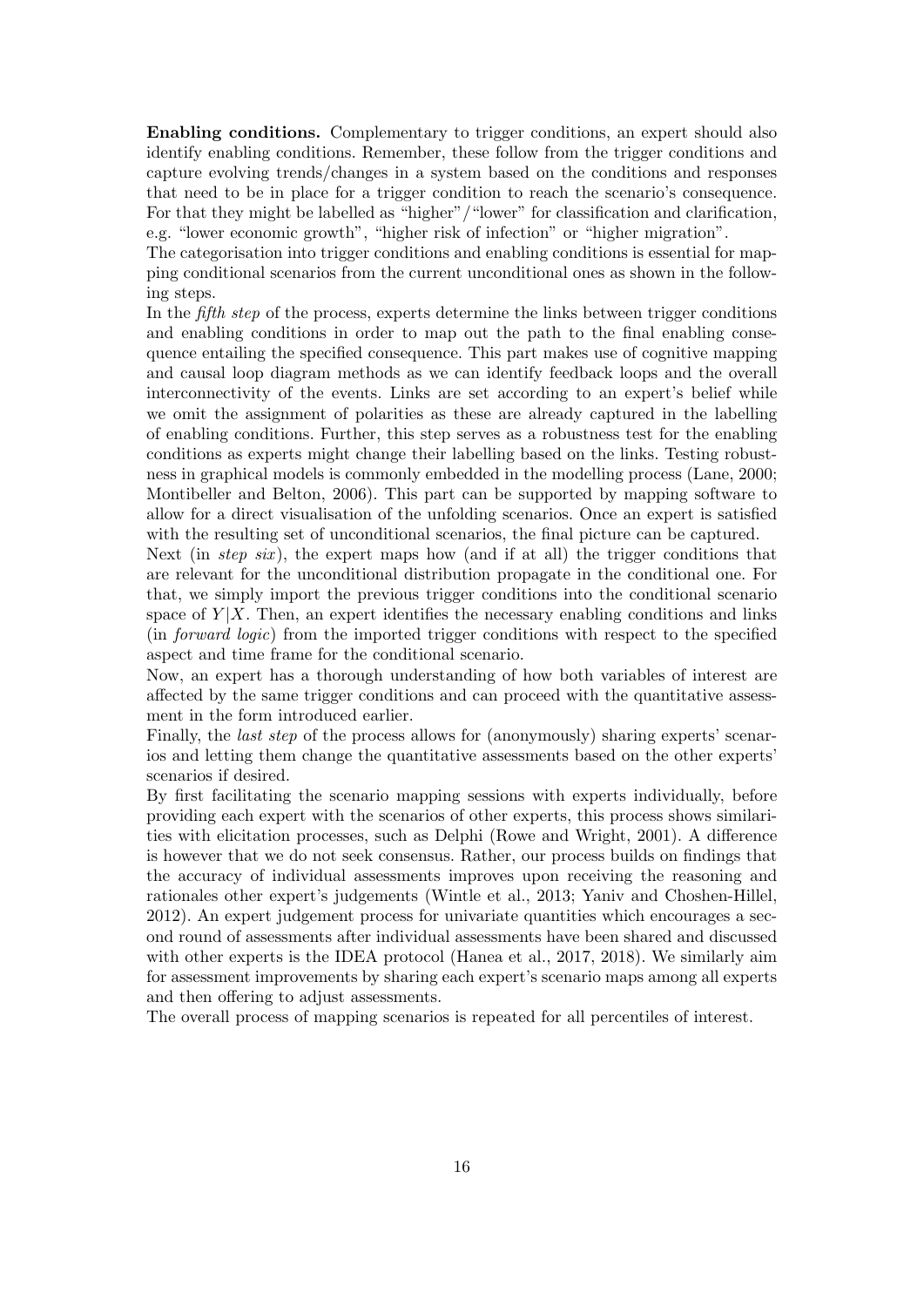**Enabling conditions.** Complementary to trigger conditions, an expert should also identify enabling conditions. Remember, these follow from the trigger conditions and capture evolving trends/changes in a system based on the conditions and responses that need to be in place for a trigger condition to reach the scenario's consequence. For that they might be labelled as "higher"/"lower" for classification and clarification, e.g. "lower economic growth", "higher risk of infection" or "higher migration".

The categorisation into trigger conditions and enabling conditions is essential for mapping conditional scenarios from the current unconditional ones as shown in the following steps.

In the *fifth step* of the process, experts determine the links between trigger conditions and enabling conditions in order to map out the path to the final enabling consequence entailing the specified consequence. This part makes use of cognitive mapping and causal loop diagram methods as we can identify feedback loops and the overall interconnectivity of the events. Links are set according to an expert's belief while we omit the assignment of polarities as these are already captured in the labelling of enabling conditions. Further, this step serves as a robustness test for the enabling conditions as experts might change their labelling based on the links. Testing robustness in graphical models is commonly embedded in the modelling process (Lane, 2000; Montibeller and Belton, 2006). This part can be supported by mapping software to allow for a direct visualisation of the unfolding scenarios. Once an expert is satisfied with the resulting set of unconditional scenarios, the final picture can be captured.

Next (in *step six*), the expert maps how (and if at all) the trigger conditions that are relevant for the unconditional distribution propagate in the conditional one. For that, we simply import the previous trigger conditions into the conditional scenario space of $Y|X$. Then, an expert identifies the necessary enabling conditions and links (in *forward logic*) from the imported trigger conditions with respect to the specified aspect and time frame for the conditional scenario.

Now, an expert has a thorough understanding of how both variables of interest are affected by the same trigger conditions and can proceed with the quantitative assessment in the form introduced earlier.

Finally, the *last step* of the process allows for (anonymously) sharing experts' scenarios and letting them change the quantitative assessments based on the other experts' scenarios if desired.

By first facilitating the scenario mapping sessions with experts individually, before providing each expert with the scenarios of other experts, this process shows similarities with elicitation processes, such as Delphi (Rowe and Wright, 2001). A difference is however that we do not seek consensus. Rather, our process builds on findings that the accuracy of individual assessments improves upon receiving the reasoning and rationales other expert's judgements (Wintle et al., 2013; Yaniv and Choshen-Hillel, 2012). An expert judgement process for univariate quantities which encourages a second round of assessments after individual assessments have been shared and discussed with other experts is the IDEA protocol (Hanea et al., 2017, 2018). We similarly aim for assessment improvements by sharing each expert's scenario maps among all experts and then offering to adjust assessments.

The overall process of mapping scenarios is repeated for all percentiles of interest.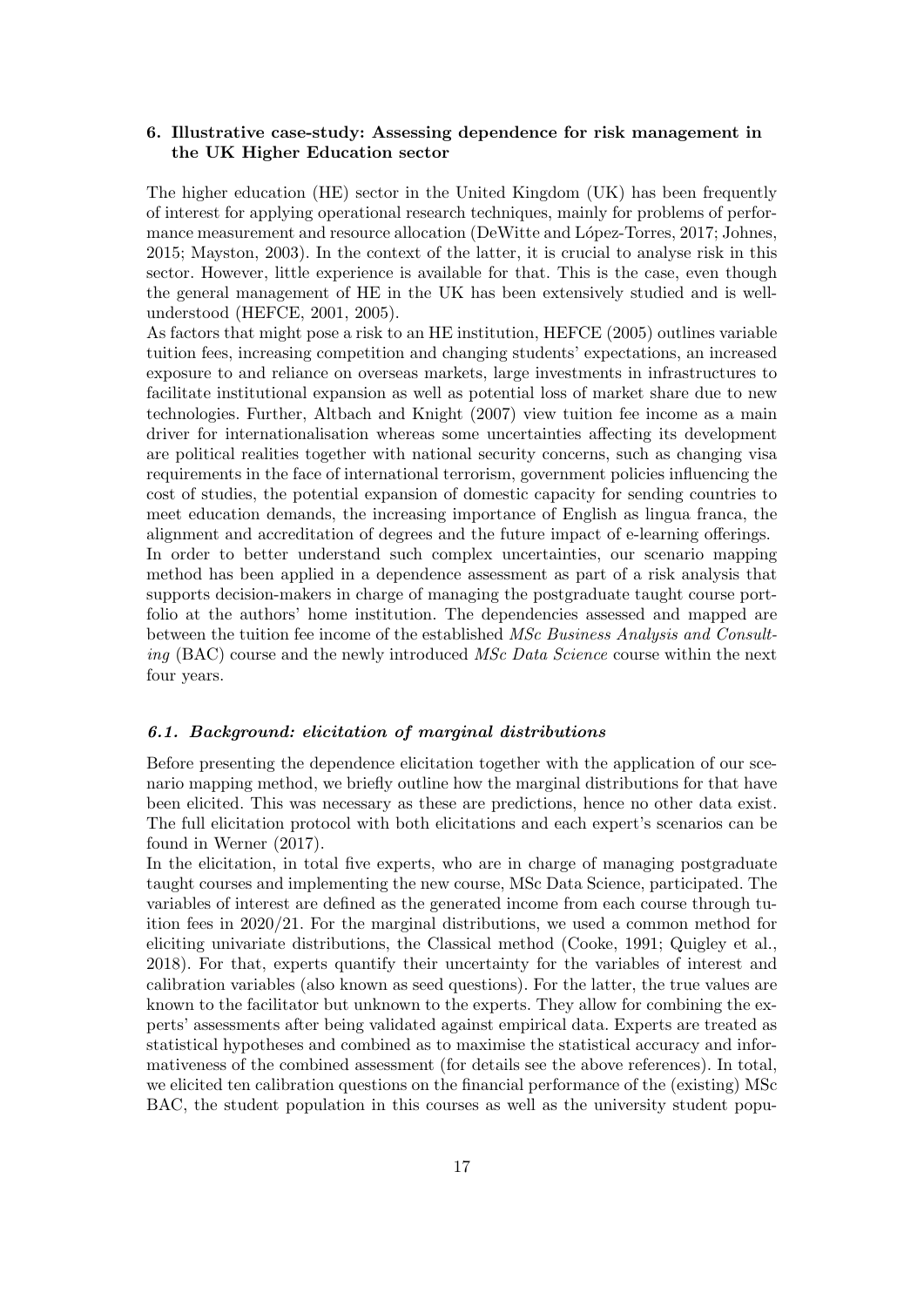### 6. Illustrative case-study: Assessing dependence for risk management in the UK Higher Education sector

The higher education (HE) sector in the United Kingdom (UK) has been frequently of interest for applying operational research techniques, mainly for problems of performance measurement and resource allocation (DeWitte and López-Torres, 2017; Johnes, 2015; Mayston, 2003). In the context of the latter, it is crucial to analyse risk in this sector. However, little experience is available for that. This is the case, even though the general management of HE in the UK has been extensively studied and is well-understood (HEFCE, 2001, 2005).

As factors that might pose a risk to an HE institution, HEFCE (2005) outlines variable tuition fees, increasing competition and changing students' expectations, an increased exposure to and reliance on overseas markets, large investments in infrastructures to facilitate institutional expansion as well as potential loss of market share due to new technologies. Further, Altbach and Knight (2007) view tuition fee income as a main driver for internationalisation whereas some uncertainties affecting its development are political realities together with national security concerns, such as changing visa requirements in the face of international terrorism, government policies influencing the cost of studies, the potential expansion of domestic capacity for sending countries to meet education demands, the increasing importance of English as lingua franca, the alignment and accreditation of degrees and the future impact of e-learning offerings.

In order to better understand such complex uncertainties, our scenario mapping method has been applied in a dependence assessment as part of a risk analysis that supports decision-makers in charge of managing the postgraduate taught course portfolio at the authors' home institution. The dependencies assessed and mapped are between the tuition fee income of the established *MSc Business Analysis and Consulting* (BAC) course and the newly introduced *MSc Data Science* course within the next four years.

#### 6.1. Background: elicitation of marginal distributions

Before presenting the dependence elicitation together with the application of our scenario mapping method, we briefly outline how the marginal distributions for that have been elicited. This was necessary as these are predictions, hence no other data exist. The full elicitation protocol with both elicitations and each expert's scenarios can be found in Werner (2017).

In the elicitation, in total five experts, who are in charge of managing postgraduate taught courses and implementing the new course, MSc Data Science, participated. The variables of interest are defined as the generated income from each course through tuition fees in 2020/21. For the marginal distributions, we used a common method for eliciting univariate distributions, the Classical method (Cooke, 1991; Quigley et al., 2018). For that, experts quantify their uncertainty for the variables of interest and calibration variables (also known as seed questions). For the latter, the true values are known to the facilitator but unknown to the experts. They allow for combining the experts' assessments after being validated against empirical data. Experts are treated as statistical hypotheses and combined as to maximise the statistical accuracy and informativeness of the combined assessment (for details see the above references). In total, we elicited ten calibration questions on the financial performance of the (existing) MSc BAC, the student population in this courses as well as the university student popu-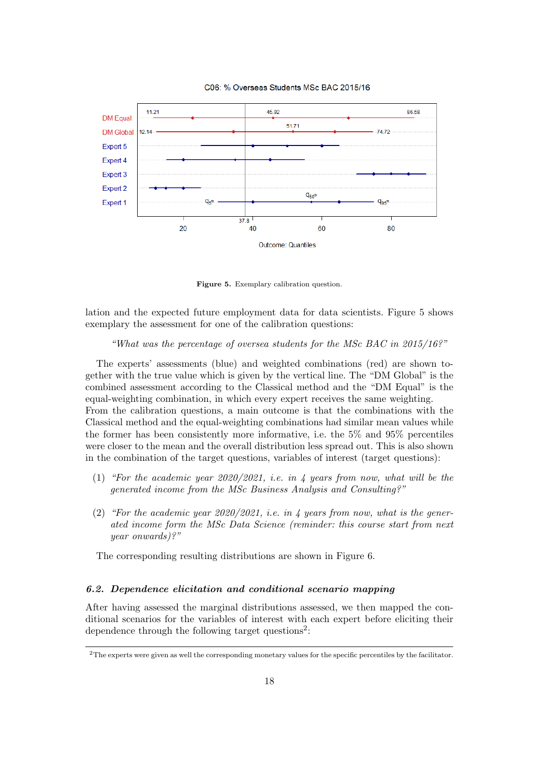**Figure 5.** Exemplary calibration question.

lation and the expected future employment data for data scientists. Figure 5 shows exemplary the assessment for one of the calibration questions:

> *"What was the percentage of oversea students for the MSc BAC in 2015/16?"*

The experts' assessments (blue) and weighted combinations (red) are shown together with the true value which is given by the vertical line. The "DM Global" is the combined assessment according to the Classical method and the "DM Equal" is the equal-weighting combination, in which every expert receives the same weighting. From the calibration questions, a main outcome is that the combinations with the Classical method and the equal-weighting combinations had similar mean values while the former has been consistently more informative, i.e. the 5% and 95% percentiles were closer to the mean and the overall distribution less spread out. This is also shown in the combination of the target questions, variables of interest (target questions):

(1) *"For the academic year 2020/2021, i.e. in 4 years from now, what will be the generated income from the MSc Business Analysis and Consulting?"*

(2) *"For the academic year 2020/2021, i.e. in 4 years from now, what is the generated income form the MSc Data Science (reminder: this course start from next year onwards)?"*

The corresponding resulting distributions are shown in Figure 6.

### 6.2. Dependence elicitation and conditional scenario mapping

After having assessed the marginal distributions assessed, we then mapped the conditional scenarios for the variables of interest with each expert before eliciting their dependence through the following target questions[2]:

[2] The experts were given as well the corresponding monetary values for the specific percentiles by the facilitator.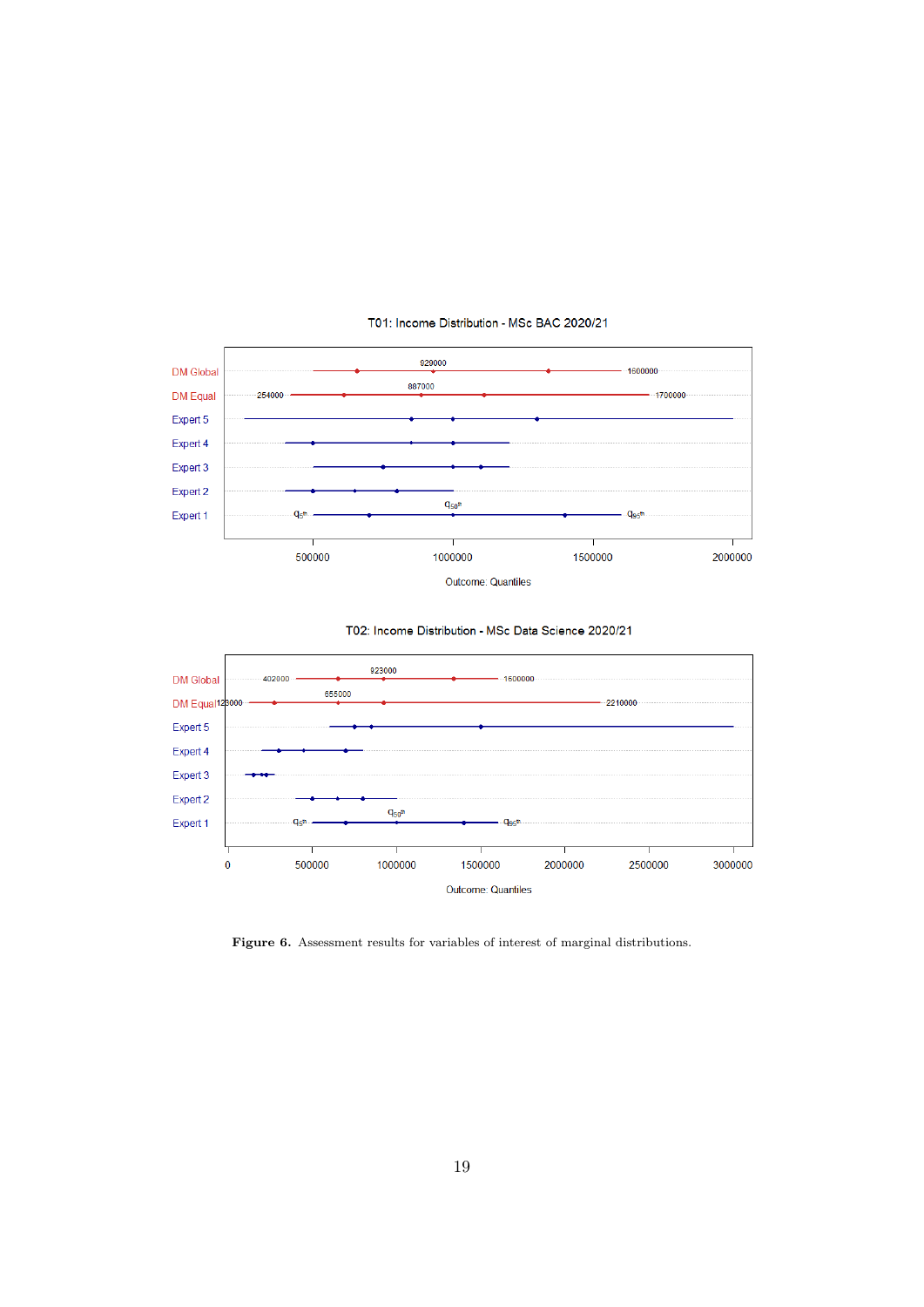Figure 6. Assessment results for variables of interest of marginal distributions.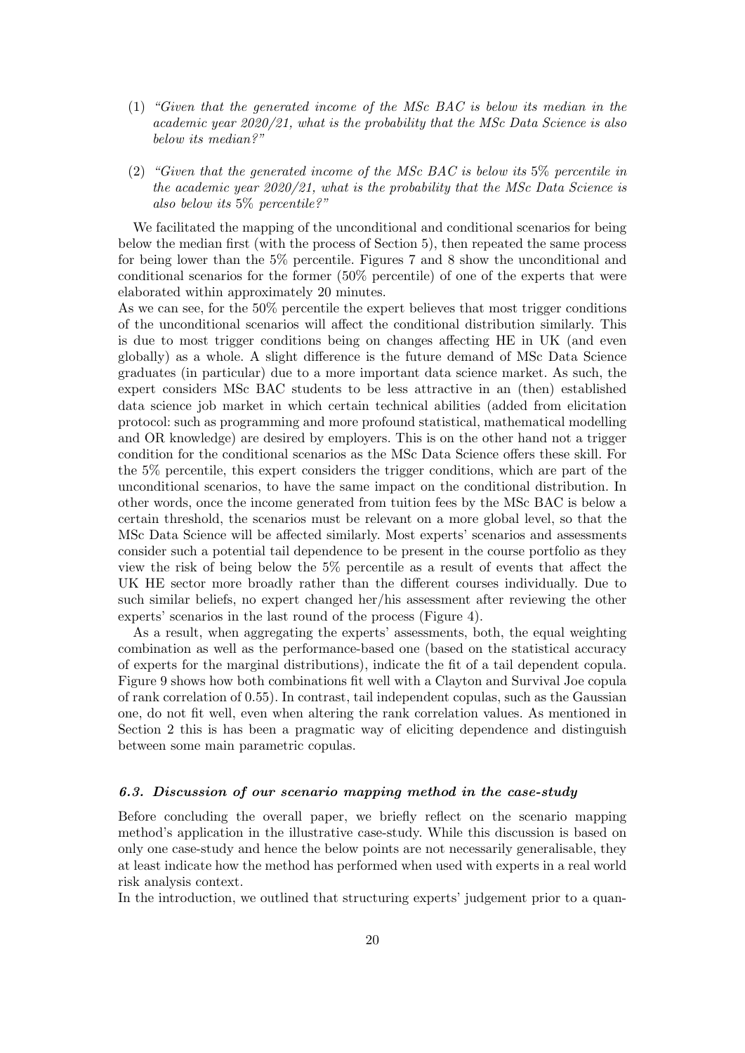(1) *"Given that the generated income of the MSc BAC is below its median in the academic year 2020/21, what is the probability that the MSc Data Science is also below its median?"*

(2) *"Given that the generated income of the MSc BAC is below its 5% percentile in the academic year 2020/21, what is the probability that the MSc Data Science is also below its 5% percentile?"*

We facilitated the mapping of the unconditional and conditional scenarios for being below the median first (with the process of Section 5), then repeated the same process for being lower than the 5% percentile. Figures 7 and 8 show the unconditional and conditional scenarios for the former (50% percentile) of one of the experts that were elaborated within approximately 20 minutes.

As we can see, for the 50% percentile the expert believes that most trigger conditions of the unconditional scenarios will affect the conditional distribution similarly. This is due to most trigger conditions being on changes affecting HE in UK (and even globally) as a whole. A slight difference is the future demand of MSc Data Science graduates (in particular) due to a more important data science market. As such, the expert considers MSc BAC students to be less attractive in an (then) established data science job market in which certain technical abilities (added from elicitation protocol: such as programming and more profound statistical, mathematical modelling and OR knowledge) are desired by employers. This is on the other hand not a trigger condition for the conditional scenarios as the MSc Data Science offers these skill. For the 5% percentile, this expert considers the trigger conditions, which are part of the unconditional scenarios, to have the same impact on the conditional distribution. In other words, once the income generated from tuition fees by the MSc BAC is below a certain threshold, the scenarios must be relevant on a more global level, so that the MSc Data Science will be affected similarly. Most experts' scenarios and assessments consider such a potential tail dependence to be present in the course portfolio as they view the risk of being below the 5% percentile as a result of events that affect the UK HE sector more broadly rather than the different courses individually. Due to such similar beliefs, no expert changed her/his assessment after reviewing the other experts' scenarios in the last round of the process (Figure 4).

As a result, when aggregating the experts' assessments, both, the equal weighting combination as well as the performance-based one (based on the statistical accuracy of experts for the marginal distributions), indicate the fit of a tail dependent copula. Figure 9 shows how both combinations fit well with a Clayton and Survival Joe copula of rank correlation of 0.55). In contrast, tail independent copulas, such as the Gaussian one, do not fit well, even when altering the rank correlation values. As mentioned in Section 2 this is has been a pragmatic way of eliciting dependence and distinguish between some main parametric copulas.

### *6.3. Discussion of our scenario mapping method in the case-study*

Before concluding the overall paper, we briefly reflect on the scenario mapping method's application in the illustrative case-study. While this discussion is based on only one case-study and hence the below points are not necessarily generalisable, they at least indicate how the method has performed when used with experts in a real world risk analysis context.

In the introduction, we outlined that structuring experts' judgement prior to a quan-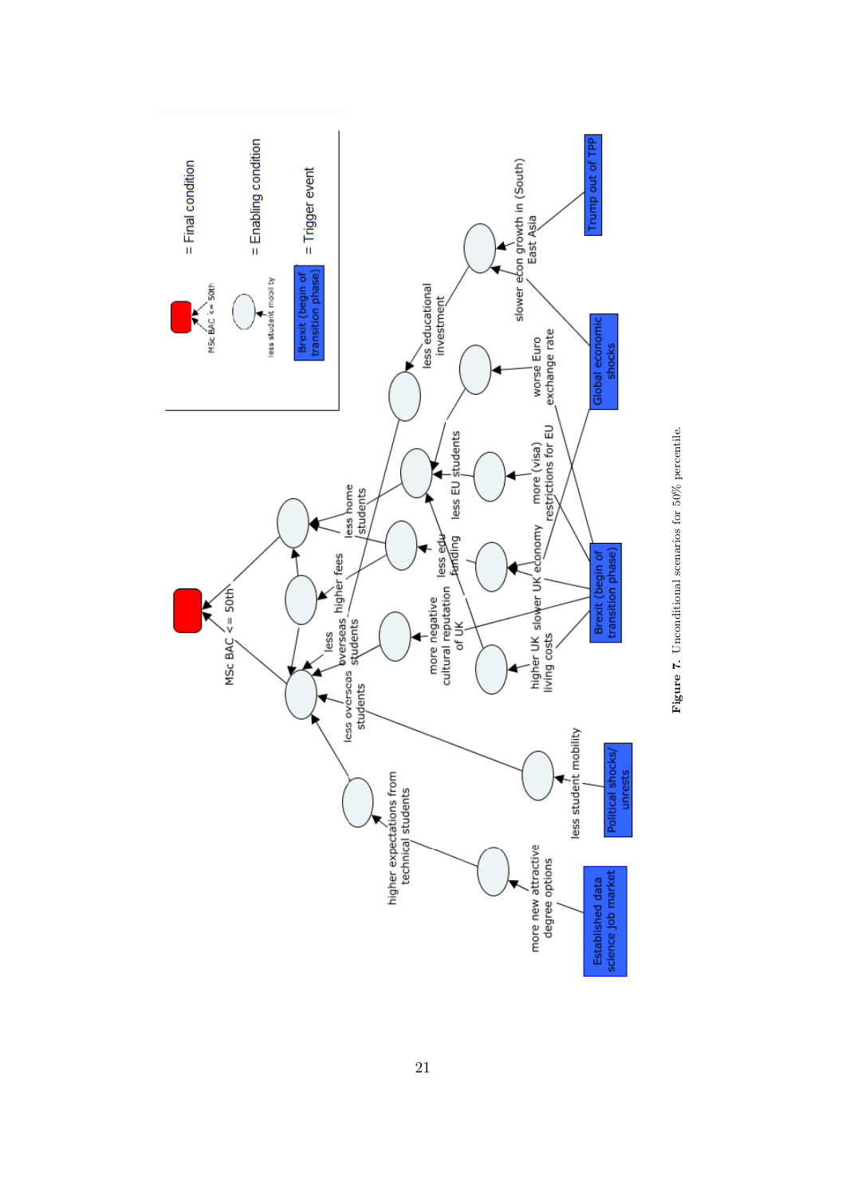= Final condition

= Enabling condition

= Trigger event

MSc BAC <= 50th

less student mobility

Brexit (begin of transition phase)

MSc BAC <= 50th

less home students

higher fees

less overseas students

less overseas students

less EU students

less edu funding

more negative cultural reputation of UK

less educational investment

worse Euro exchange rate

more (visa) restrictions for EU

slower UK economy

higher UK living costs

slower econ growth in (South) East Asia

Trump out of TPP

Global economic shocks

Brexit (begin of transition phase)

less student mobility

Political shocks/ unrests

higher expectations from technical students

more new attractive degree options

Established data science job market

**Figure 7.** Unconditional scenarios for 50% percentile.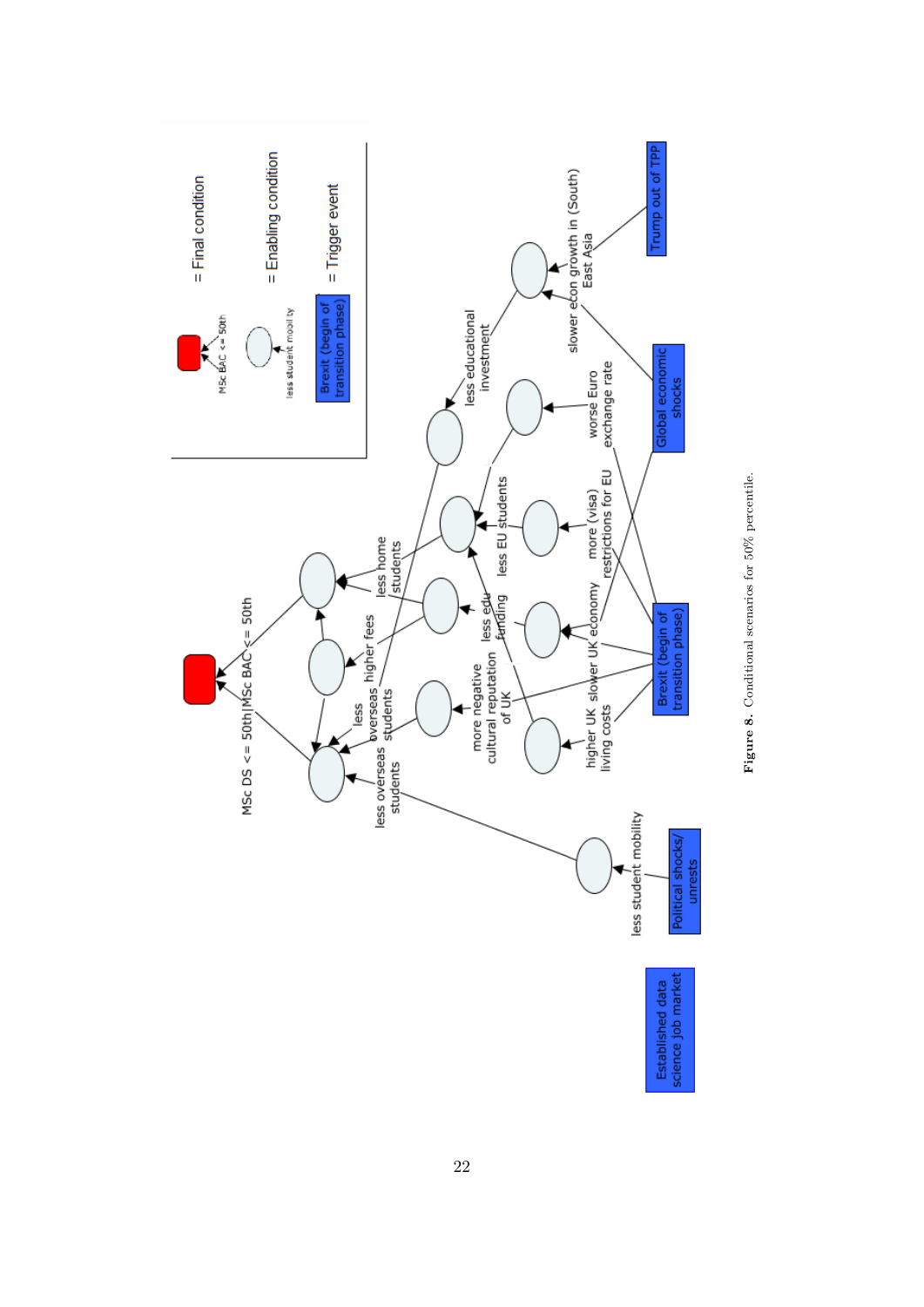**Figure 8.** Conditional scenarios for 50% percentile.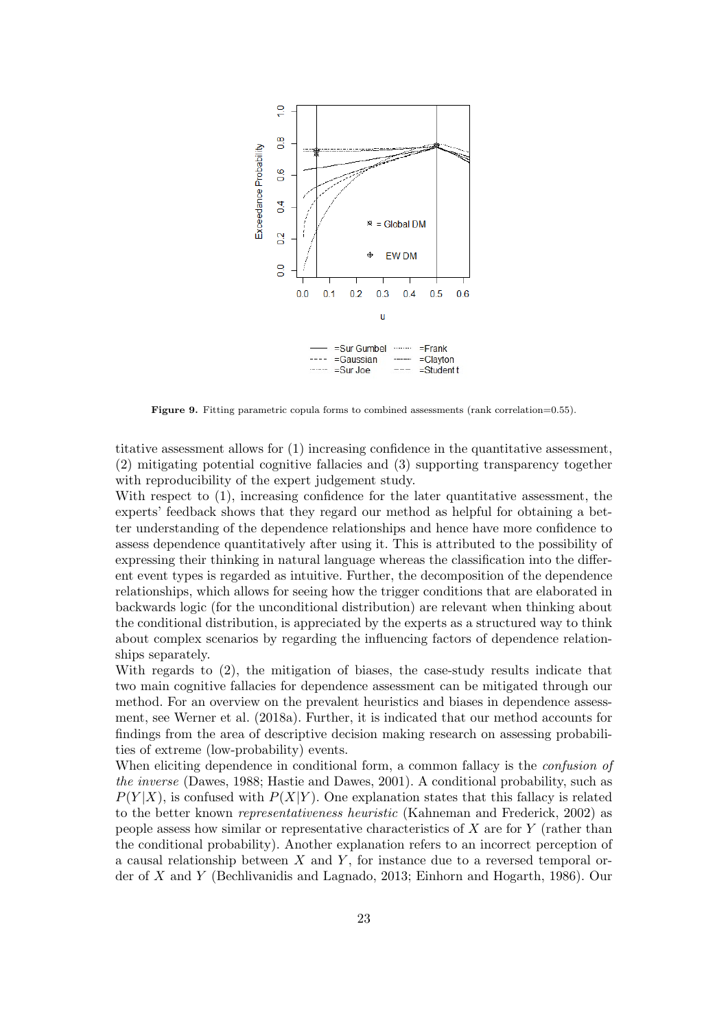**Figure 9.** Fitting parametric copula forms to combined assessments (rank correlation=0.55).

titative assessment allows for (1) increasing confidence in the quantitative assessment, (2) mitigating potential cognitive fallacies and (3) supporting transparency together with reproducibility of the expert judgement study.

With respect to (1), increasing confidence for the later quantitative assessment, the experts' feedback shows that they regard our method as helpful for obtaining a better understanding of the dependence relationships and hence have more confidence to assess dependence quantitatively after using it. This is attributed to the possibility of expressing their thinking in natural language whereas the classification into the different event types is regarded as intuitive. Further, the decomposition of the dependence relationships, which allows for seeing how the trigger conditions that are elaborated in backwards logic (for the unconditional distribution) are relevant when thinking about the conditional distribution, is appreciated by the experts as a structured way to think about complex scenarios by regarding the influencing factors of dependence relationships separately.

With regards to (2), the mitigation of biases, the case-study results indicate that two main cognitive fallacies for dependence assessment can be mitigated through our method. For an overview on the prevalent heuristics and biases in dependence assessment, see Werner et al. (2018a). Further, it is indicated that our method accounts for findings from the area of descriptive decision making research on assessing probabilities of extreme (low-probability) events.

When eliciting dependence in conditional form, a common fallacy is the *confusion of the inverse* (Dawes, 1988; Hastie and Dawes, 2001). A conditional probability, such as $P(Y|X)$, is confused with $P(X|Y)$. One explanation states that this fallacy is related to the better known *representativeness heuristic* (Kahneman and Frederick, 2002) as people assess how similar or representative characteristics of $X$ are for $Y$ (rather than the conditional probability). Another explanation refers to an incorrect perception of a causal relationship between $X$ and $Y$, for instance due to a reversed temporal order of $X$ and $Y$ (Bechlivanidis and Lagnado, 2013; Einhorn and Hogarth, 1986). Our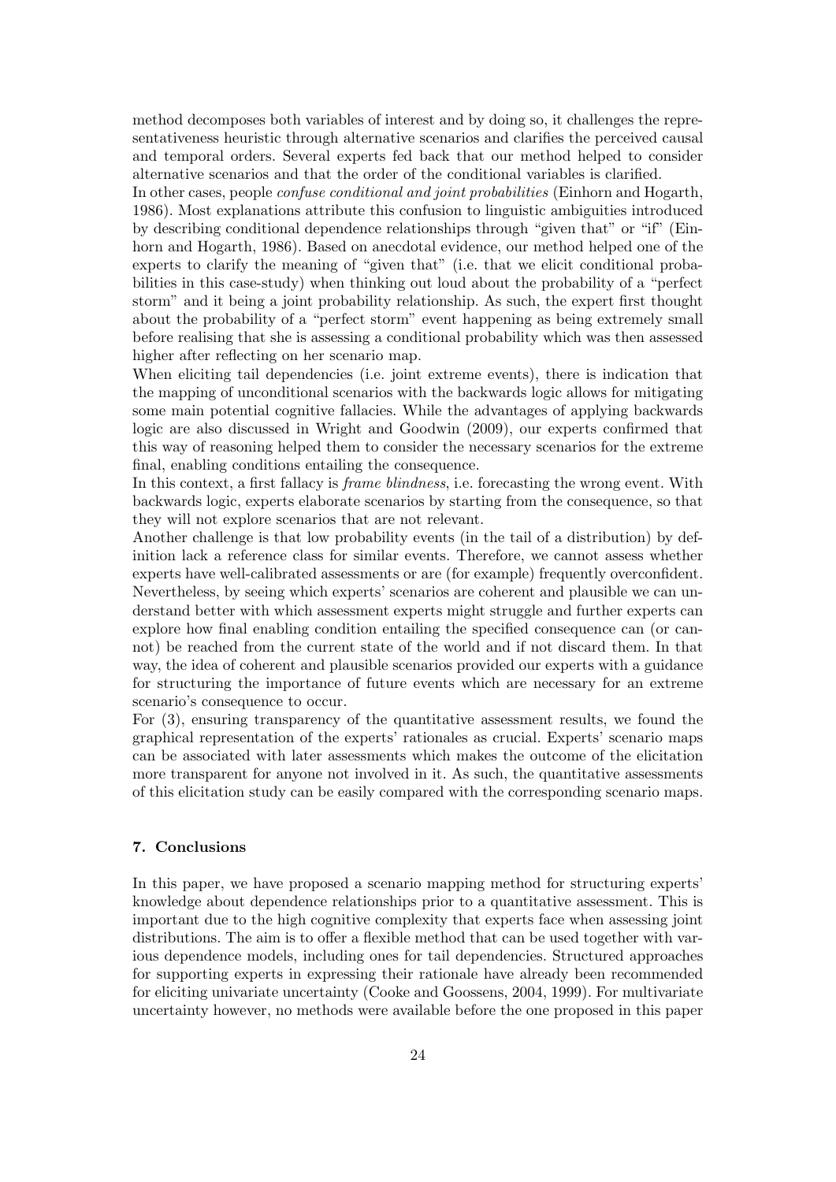method decomposes both variables of interest and by doing so, it challenges the representativeness heuristic through alternative scenarios and clarifies the perceived causal and temporal orders. Several experts fed back that our method helped to consider alternative scenarios and that the order of the conditional variables is clarified.

In other cases, people *confuse conditional and joint probabilities* (Einhorn and Hogarth, 1986). Most explanations attribute this confusion to linguistic ambiguities introduced by describing conditional dependence relationships through "given that" or "if" (Einhorn and Hogarth, 1986). Based on anecdotal evidence, our method helped one of the experts to clarify the meaning of "given that" (i.e. that we elicit conditional probabilities in this case-study) when thinking out loud about the probability of a "perfect storm" and it being a joint probability relationship. As such, the expert first thought about the probability of a "perfect storm" event happening as being extremely small before realising that she is assessing a conditional probability which was then assessed higher after reflecting on her scenario map.

When eliciting tail dependencies (i.e. joint extreme events), there is indication that the mapping of unconditional scenarios with the backwards logic allows for mitigating some main potential cognitive fallacies. While the advantages of applying backwards logic are also discussed in Wright and Goodwin (2009), our experts confirmed that this way of reasoning helped them to consider the necessary scenarios for the extreme final, enabling conditions entailing the consequence.

In this context, a first fallacy is *frame blindness*, i.e. forecasting the wrong event. With backwards logic, experts elaborate scenarios by starting from the consequence, so that they will not explore scenarios that are not relevant.

Another challenge is that low probability events (in the tail of a distribution) by definition lack a reference class for similar events. Therefore, we cannot assess whether experts have well-calibrated assessments or are (for example) frequently overconfident. Nevertheless, by seeing which experts' scenarios are coherent and plausible we can understand better with which assessment experts might struggle and further experts can explore how final enabling condition entailing the specified consequence can (or cannot) be reached from the current state of the world and if not discard them. In that way, the idea of coherent and plausible scenarios provided our experts with a guidance for structuring the importance of future events which are necessary for an extreme scenario's consequence to occur.

For (3), ensuring transparency of the quantitative assessment results, we found the graphical representation of the experts' rationales as crucial. Experts' scenario maps can be associated with later assessments which makes the outcome of the elicitation more transparent for anyone not involved in it. As such, the quantitative assessments of this elicitation study can be easily compared with the corresponding scenario maps.

## 7. Conclusions

In this paper, we have proposed a scenario mapping method for structuring experts' knowledge about dependence relationships prior to a quantitative assessment. This is important due to the high cognitive complexity that experts face when assessing joint distributions. The aim is to offer a flexible method that can be used together with various dependence models, including ones for tail dependencies. Structured approaches for supporting experts in expressing their rationale have already been recommended for eliciting univariate uncertainty (Cooke and Goossens, 2004, 1999). For multivariate uncertainty however, no methods were available before the one proposed in this paper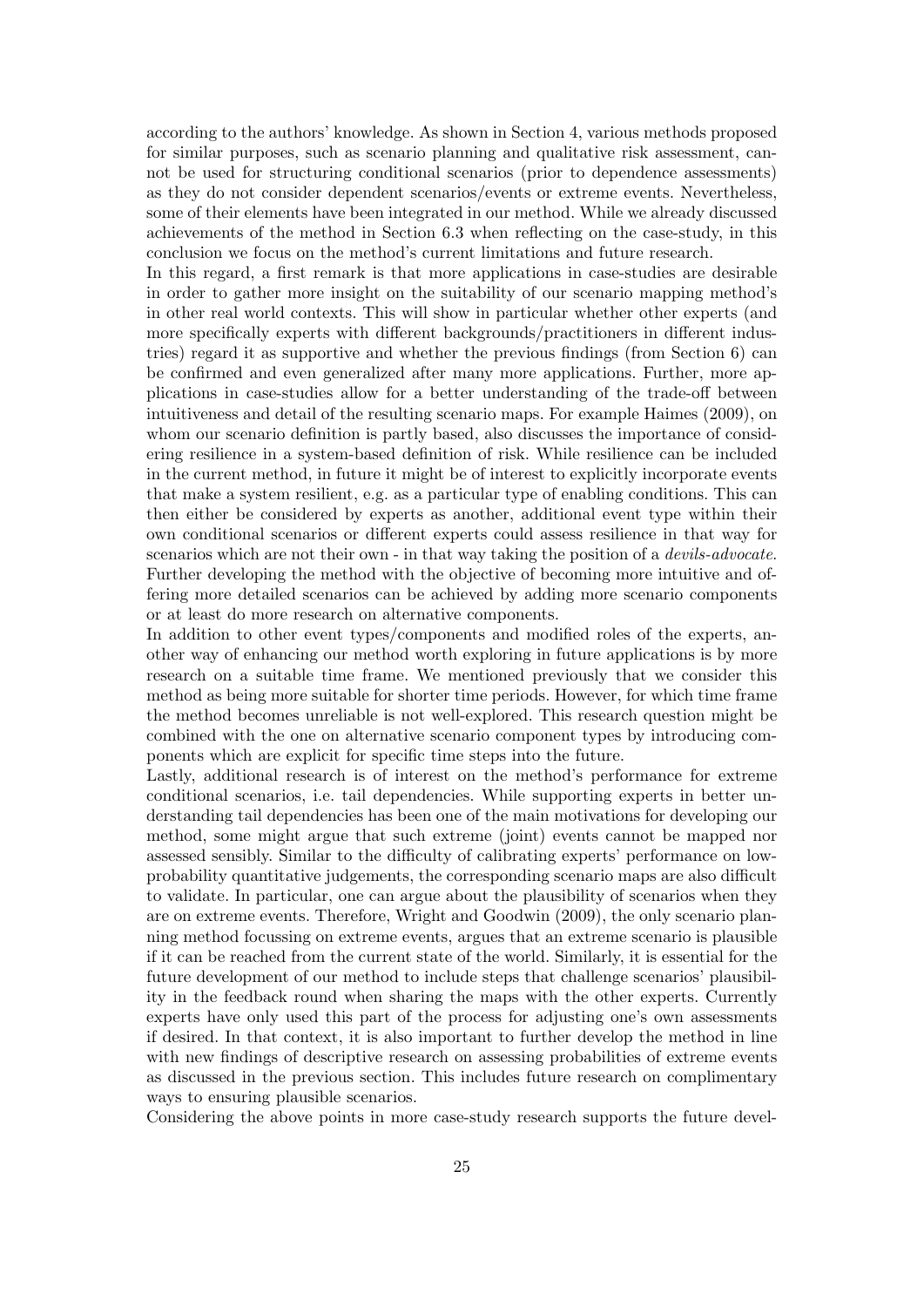according to the authors' knowledge. As shown in Section 4, various methods proposed for similar purposes, such as scenario planning and qualitative risk assessment, cannot be used for structuring conditional scenarios (prior to dependence assessments) as they do not consider dependent scenarios/events or extreme events. Nevertheless, some of their elements have been integrated in our method. While we already discussed achievements of the method in Section 6.3 when reflecting on the case-study, in this conclusion we focus on the method's current limitations and future research.

In this regard, a first remark is that more applications in case-studies are desirable in order to gather more insight on the suitability of our scenario mapping method's in other real world contexts. This will show in particular whether other experts (and more specifically experts with different backgrounds/practitioners in different industries) regard it as supportive and whether the previous findings (from Section 6) can be confirmed and even generalized after many more applications. Further, more applications in case-studies allow for a better understanding of the trade-off between intuitiveness and detail of the resulting scenario maps. For example Haimes (2009), on whom our scenario definition is partly based, also discusses the importance of considering resilience in a system-based definition of risk. While resilience can be included in the current method, in future it might be of interest to explicitly incorporate events that make a system resilient, e.g. as a particular type of enabling conditions. This can then either be considered by experts as another, additional event type within their own conditional scenarios or different experts could assess resilience in that way for scenarios which are not their own - in that way taking the position of a *devils-advocate*. Further developing the method with the objective of becoming more intuitive and offering more detailed scenarios can be achieved by adding more scenario components or at least do more research on alternative components.

In addition to other event types/components and modified roles of the experts, another way of enhancing our method worth exploring in future applications is by more research on a suitable time frame. We mentioned previously that we consider this method as being more suitable for shorter time periods. However, for which time frame the method becomes unreliable is not well-explored. This research question might be combined with the one on alternative scenario component types by introducing components which are explicit for specific time steps into the future.

Lastly, additional research is of interest on the method's performance for extreme conditional scenarios, i.e. tail dependencies. While supporting experts in better understanding tail dependencies has been one of the main motivations for developing our method, some might argue that such extreme (joint) events cannot be mapped nor assessed sensibly. Similar to the difficulty of calibrating experts' performance on low-probability quantitative judgements, the corresponding scenario maps are also difficult to validate. In particular, one can argue about the plausibility of scenarios when they are on extreme events. Therefore, Wright and Goodwin (2009), the only scenario planning method focussing on extreme events, argues that an extreme scenario is plausible if it can be reached from the current state of the world. Similarly, it is essential for the future development of our method to include steps that challenge scenarios' plausibility in the feedback round when sharing the maps with the other experts. Currently experts have only used this part of the process for adjusting one's own assessments if desired. In that context, it is also important to further develop the method in line with new findings of descriptive research on assessing probabilities of extreme events as discussed in the previous section. This includes future research on complimentary ways to ensuring plausible scenarios.

Considering the above points in more case-study research supports the future devel-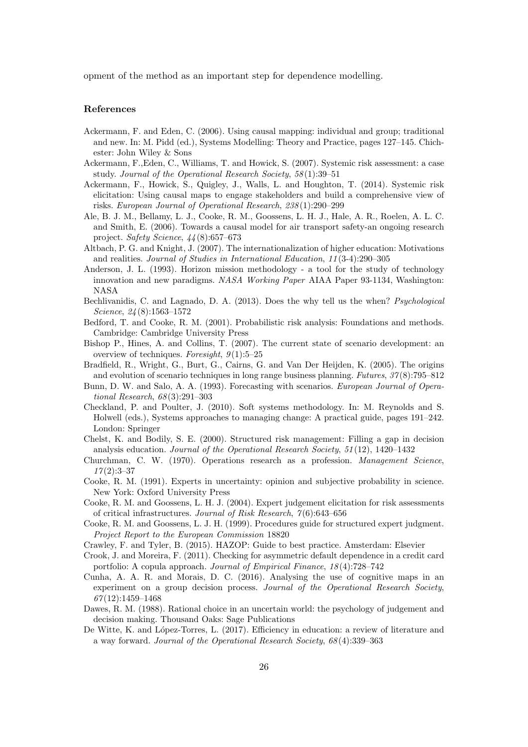opment of the method as an important step for dependence modelling.

### References

Ackermann, F. and Eden, C. (2006). Using causal mapping: individual and group; traditional and new. In: M. Pidd (ed.), Systems Modelling: Theory and Practice, pages 127–145. Chichester: John Wiley & Sons

Ackermann, F.,Eden, C., Williams, T. and Howick, S. (2007). Systemic risk assessment: a case study. *Journal of the Operational Research Society*, *58*(1):39–51

Ackermann, F., Howick, S., Quigley, J., Walls, L. and Houghton, T. (2014). Systemic risk elicitation: Using causal maps to engage stakeholders and build a comprehensive view of risks. *European Journal of Operational Research*, *238*(1):290–299

Ale, B. J. M., Bellamy, L. J., Cooke, R. M., Goossens, L. H. J., Hale, A. R., Roelen, A. L. C. and Smith, E. (2006). Towards a causal model for air transport safety-an ongoing research project. *Safety Science*, *44*(8):657–673

Altbach, P. G. and Knight, J. (2007). The internationalization of higher education: Motivations and realities. *Journal of Studies in International Education*, *11*(3-4):290–305

Anderson, J. L. (1993). Horizon mission methodology - a tool for the study of technology innovation and new paradigms. *NASA Working Paper* AIAA Paper 93-1134, Washington: NASA

Bechlivanidis, C. and Lagnado, D. A. (2013). Does the why tell us the when? *Psychological Science*, *24*(8):1563–1572

Bedford, T. and Cooke, R. M. (2001). Probabilistic risk analysis: Foundations and methods. Cambridge: Cambridge University Press

Bishop P., Hines, A. and Collins, T. (2007). The current state of scenario development: an overview of techniques. *Foresight*, *9*(1):5–25

Bradfield, R., Wright, G., Burt, G., Cairns, G. and Van Der Heijden, K. (2005). The origins and evolution of scenario techniques in long range business planning. *Futures*, *37*(8):795–812

Bunn, D. W. and Salo, A. A. (1993). Forecasting with scenarios. *European Journal of Operational Research*, *68*(3):291–303

Checkland, P. and Poulter, J. (2010). Soft systems methodology. In: M. Reynolds and S. Holwell (eds.), Systems approaches to managing change: A practical guide, pages 191–242. London: Springer

Chelst, K. and Bodily, S. E. (2000). Structured risk management: Filling a gap in decision analysis education. *Journal of the Operational Research Society*, *51*(12), 1420–1432

Churchman, C. W. (1970). Operations research as a profession. *Management Science*, *17*(2):3–37

Cooke, R. M. (1991). Experts in uncertainty: opinion and subjective probability in science. New York: Oxford University Press

Cooke, R. M. and Goossens, L. H. J. (2004). Expert judgement elicitation for risk assessments of critical infrastructures. *Journal of Risk Research*, *7*(6):643–656

Cooke, R. M. and Goossens, L. J. H. (1999). Procedures guide for structured expert judgment. *Project Report to the European Commission* 18820

Crawley, F. and Tyler, B. (2015). HAZOP: Guide to best practice. Amsterdam: Elsevier

Crook, J. and Moreira, F. (2011). Checking for asymmetric default dependence in a credit card portfolio: A copula approach. *Journal of Empirical Finance*, *18*(4):728–742

Cunha, A. A. R. and Morais, D. C. (2016). Analysing the use of cognitive maps in an experiment on a group decision process. *Journal of the Operational Research Society*, *67*(12):1459–1468

Dawes, R. M. (1988). Rational choice in an uncertain world: the psychology of judgement and decision making. Thousand Oaks: Sage Publications

De Witte, K. and López-Torres, L. (2017). Efficiency in education: a review of literature and a way forward. *Journal of the Operational Research Society*, *68*(4):339–363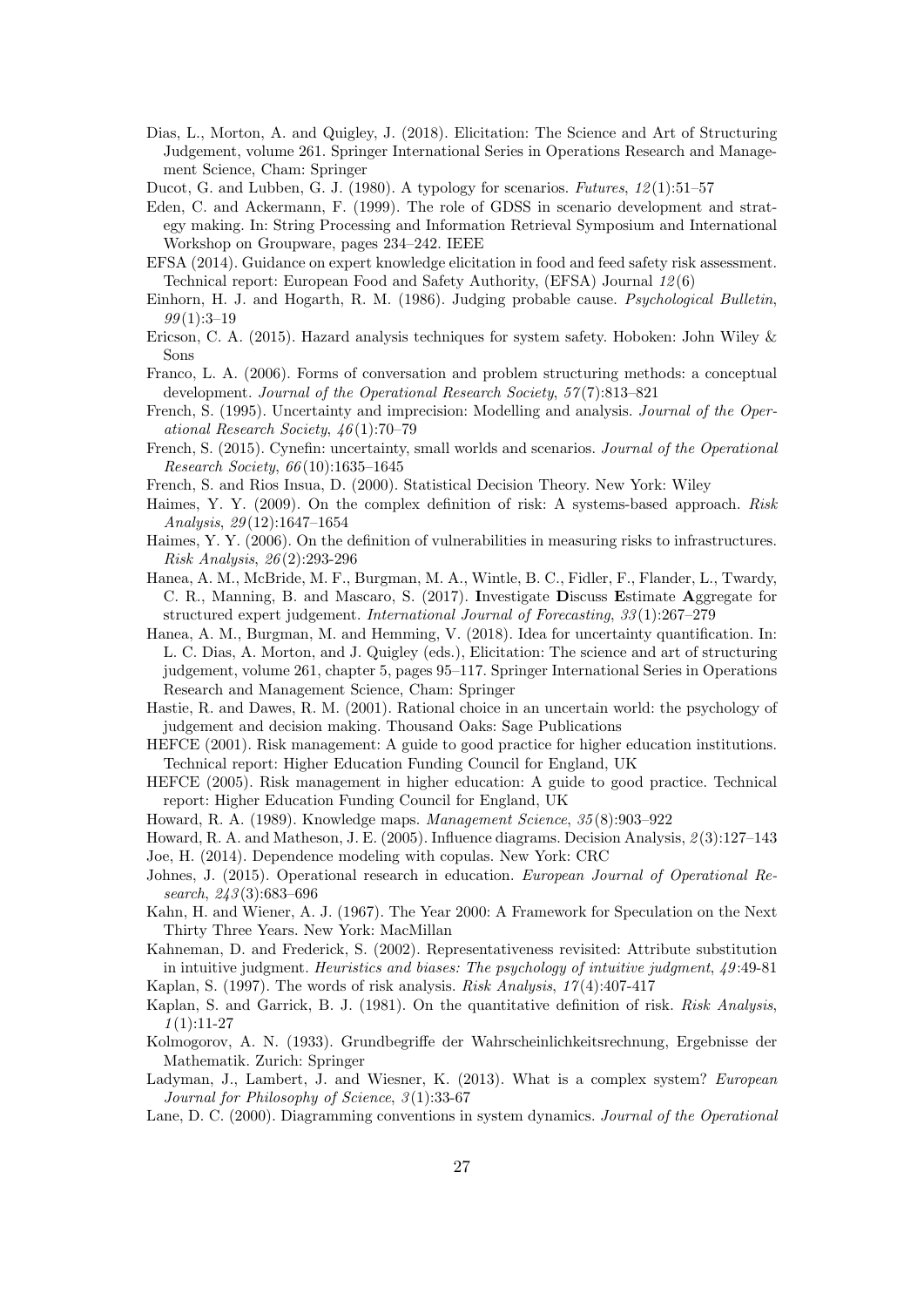Dias, L., Morton, A. and Quigley, J. (2018). Elicitation: The Science and Art of Structuring Judgement, volume 261. Springer International Series in Operations Research and Management Science, Cham: Springer

Ducot, G. and Lubben, G. J. (1980). A typology for scenarios. *Futures*, *12*(1):51–57

Eden, C. and Ackermann, F. (1999). The role of GDSS in scenario development and strategy making. In: String Processing and Information Retrieval Symposium and International Workshop on Groupware, pages 234–242. IEEE

EFSA (2014). Guidance on expert knowledge elicitation in food and feed safety risk assessment. Technical report: European Food and Safety Authority, (EFSA) Journal *12*(6)

Einhorn, H. J. and Hogarth, R. M. (1986). Judging probable cause. *Psychological Bulletin*, *99*(1):3–19

Ericson, C. A. (2015). Hazard analysis techniques for system safety. Hoboken: John Wiley & Sons

Franco, L. A. (2006). Forms of conversation and problem structuring methods: a conceptual development. *Journal of the Operational Research Society*, *57*(7):813–821

French, S. (1995). Uncertainty and imprecision: Modelling and analysis. *Journal of the Operational Research Society*, *46*(1):70–79

French, S. (2015). Cynefin: uncertainty, small worlds and scenarios. *Journal of the Operational Research Society*, *66*(10):1635–1645

French, S. and Rios Insua, D. (2000). Statistical Decision Theory. New York: Wiley

Haimes, Y. Y. (2009). On the complex definition of risk: A systems-based approach. *Risk Analysis*, *29*(12):1647–1654

Haimes, Y. Y. (2006). On the definition of vulnerabilities in measuring risks to infrastructures. *Risk Analysis*, *26*(2):293-296

Hanea, A. M., McBride, M. F., Burgman, M. A., Wintle, B. C., Fidler, F., Flander, L., Twardy, C. R., Manning, B. and Mascaro, S. (2017). **I**nvestigate **D**iscuss **E**stimate **A**ggregate for structured expert judgement. *International Journal of Forecasting*, *33*(1):267–279

Hanea, A. M., Burgman, M. and Hemming, V. (2018). Idea for uncertainty quantification. In: L. C. Dias, A. Morton, and J. Quigley (eds.), Elicitation: The science and art of structuring judgement, volume 261, chapter 5, pages 95–117. Springer International Series in Operations Research and Management Science, Cham: Springer

Hastie, R. and Dawes, R. M. (2001). Rational choice in an uncertain world: the psychology of judgement and decision making. Thousand Oaks: Sage Publications

HEFCE (2001). Risk management: A guide to good practice for higher education institutions. Technical report: Higher Education Funding Council for England, UK

HEFCE (2005). Risk management in higher education: A guide to good practice. Technical report: Higher Education Funding Council for England, UK

Howard, R. A. (1989). Knowledge maps. *Management Science*, *35*(8):903–922

Howard, R. A. and Matheson, J. E. (2005). Influence diagrams. Decision Analysis, *2*(3):127–143

Joe, H. (2014). Dependence modeling with copulas. New York: CRC

Johnes, J. (2015). Operational research in education. *European Journal of Operational Research*, *243*(3):683–696

Kahn, H. and Wiener, A. J. (1967). The Year 2000: A Framework for Speculation on the Next Thirty Three Years. New York: MacMillan

Kahneman, D. and Frederick, S. (2002). Representativeness revisited: Attribute substitution in intuitive judgment. *Heuristics and biases: The psychology of intuitive judgment*, *49*:49-81

Kaplan, S. (1997). The words of risk analysis. *Risk Analysis*, *17*(4):407-417

Kaplan, S. and Garrick, B. J. (1981). On the quantitative definition of risk. *Risk Analysis*, *1*(1):11-27

Kolmogorov, A. N. (1933). Grundbegriffe der Wahrscheinlichkeitsrechnung, Ergebnisse der Mathematik. Zurich: Springer

Ladyman, J., Lambert, J. and Wiesner, K. (2013). What is a complex system? *European Journal for Philosophy of Science*, *3*(1):33-67

Lane, D. C. (2000). Diagramming conventions in system dynamics. *Journal of the Operational*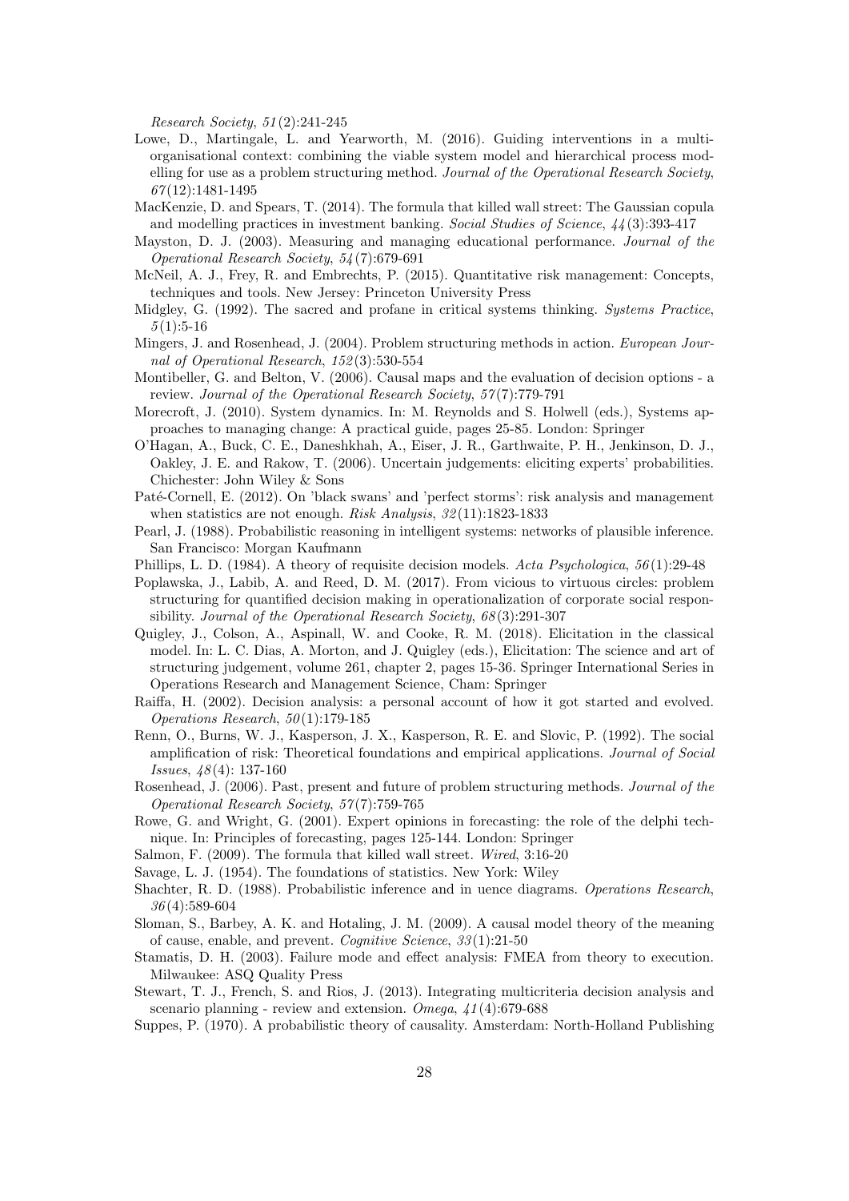*Research Society*, *51*(2):241-245

Lowe, D., Martingale, L. and Yearworth, M. (2016). Guiding interventions in a multi-organisational context: combining the viable system model and hierarchical process modelling for use as a problem structuring method. *Journal of the Operational Research Society*, *67*(12):1481-1495

MacKenzie, D. and Spears, T. (2014). The formula that killed wall street: The Gaussian copula and modelling practices in investment banking. *Social Studies of Science*, *44*(3):393-417

Mayston, D. J. (2003). Measuring and managing educational performance. *Journal of the Operational Research Society*, *54*(7):679-691

McNeil, A. J., Frey, R. and Embrechts, P. (2015). Quantitative risk management: Concepts, techniques and tools. New Jersey: Princeton University Press

Midgley, G. (1992). The sacred and profane in critical systems thinking. *Systems Practice*, *5*(1):5-16

Mingers, J. and Rosenhead, J. (2004). Problem structuring methods in action. *European Journal of Operational Research*, *152*(3):530-554

Montibeller, G. and Belton, V. (2006). Causal maps and the evaluation of decision options - a review. *Journal of the Operational Research Society*, *57*(7):779-791

Morecroft, J. (2010). System dynamics. In: M. Reynolds and S. Holwell (eds.), Systems approaches to managing change: A practical guide, pages 25-85. London: Springer

O'Hagan, A., Buck, C. E., Daneshkhah, A., Eiser, J. R., Garthwaite, P. H., Jenkinson, D. J., Oakley, J. E. and Rakow, T. (2006). Uncertain judgements: eliciting experts' probabilities. Chichester: John Wiley & Sons

Paté-Cornell, E. (2012). On 'black swans' and 'perfect storms': risk analysis and management when statistics are not enough. *Risk Analysis*, *32*(11):1823-1833

Pearl, J. (1988). Probabilistic reasoning in intelligent systems: networks of plausible inference. San Francisco: Morgan Kaufmann

Phillips, L. D. (1984). A theory of requisite decision models. *Acta Psychologica*, *56*(1):29-48

Poplawska, J., Labib, A. and Reed, D. M. (2017). From vicious to virtuous circles: problem structuring for quantified decision making in operationalization of corporate social responsibility. *Journal of the Operational Research Society*, *68*(3):291-307

Quigley, J., Colson, A., Aspinall, W. and Cooke, R. M. (2018). Elicitation in the classical model. In: L. C. Dias, A. Morton, and J. Quigley (eds.), Elicitation: The science and art of structuring judgement, volume 261, chapter 2, pages 15-36. Springer International Series in Operations Research and Management Science, Cham: Springer

Raiffa, H. (2002). Decision analysis: a personal account of how it got started and evolved. *Operations Research*, *50*(1):179-185

Renn, O., Burns, W. J., Kasperson, J. X., Kasperson, R. E. and Slovic, P. (1992). The social amplification of risk: Theoretical foundations and empirical applications. *Journal of Social Issues*, *48*(4): 137-160

Rosenhead, J. (2006). Past, present and future of problem structuring methods. *Journal of the Operational Research Society*, *57*(7):759-765

Rowe, G. and Wright, G. (2001). Expert opinions in forecasting: the role of the delphi technique. In: Principles of forecasting, pages 125-144. London: Springer

Salmon, F. (2009). The formula that killed wall street. *Wired*, 3:16-20

Savage, L. J. (1954). The foundations of statistics. New York: Wiley

Shachter, R. D. (1988). Probabilistic inference and in uence diagrams. *Operations Research*, *36*(4):589-604

Sloman, S., Barbey, A. K. and Hotaling, J. M. (2009). A causal model theory of the meaning of cause, enable, and prevent. *Cognitive Science*, *33*(1):21-50

Stamatis, D. H. (2003). Failure mode and effect analysis: FMEA from theory to execution. Milwaukee: ASQ Quality Press

Stewart, T. J., French, S. and Rios, J. (2013). Integrating multicriteria decision analysis and scenario planning - review and extension. *Omega*, *41*(4):679-688

Suppes, P. (1970). A probabilistic theory of causality. Amsterdam: North-Holland Publishing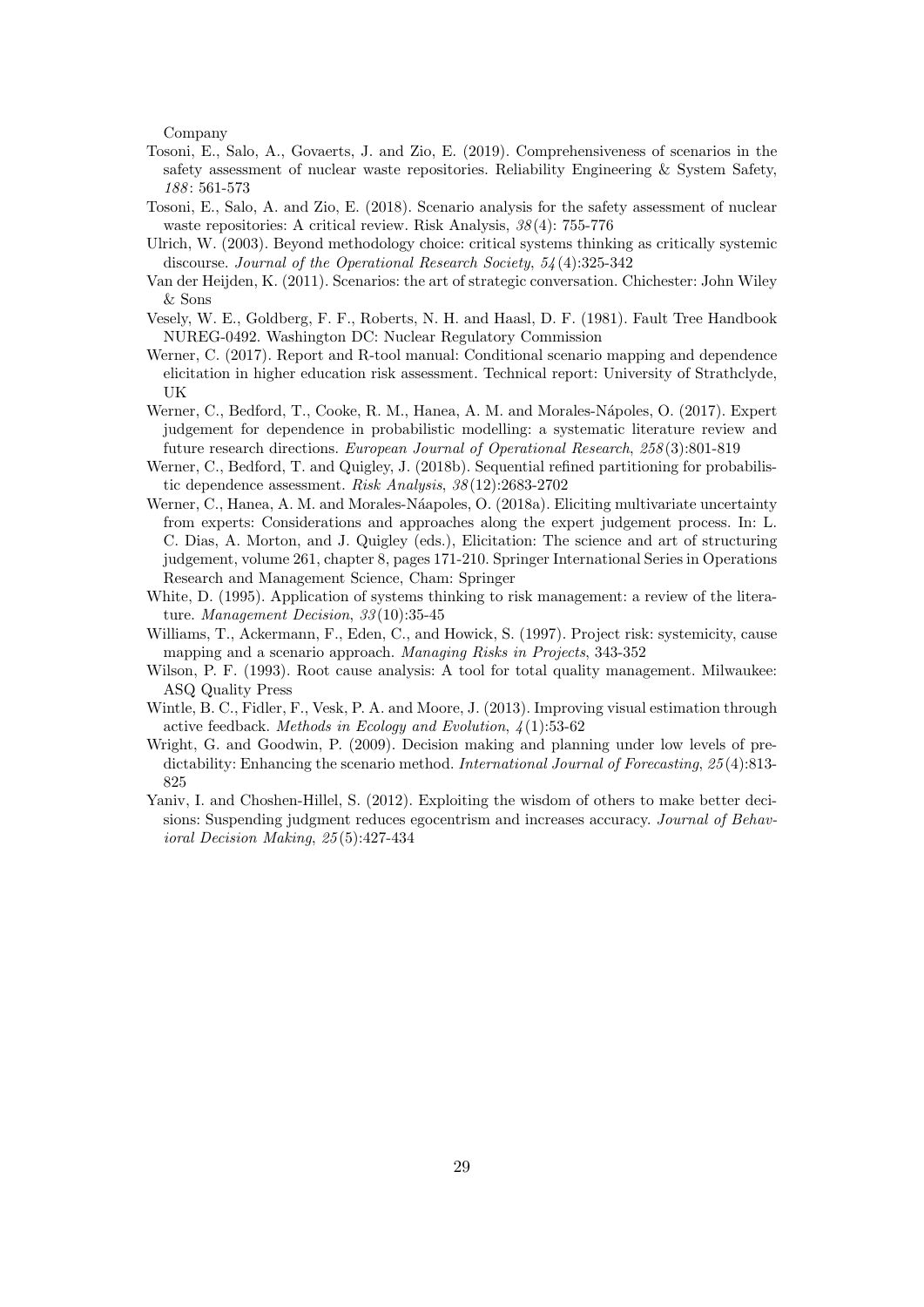Company

Tosoni, E., Salo, A., Govaerts, J. and Zio, E. (2019). Comprehensiveness of scenarios in the safety assessment of nuclear waste repositories. Reliability Engineering & System Safety, *188*: 561-573

Tosoni, E., Salo, A. and Zio, E. (2018). Scenario analysis for the safety assessment of nuclear waste repositories: A critical review. Risk Analysis, *38*(4): 755-776

Ulrich, W. (2003). Beyond methodology choice: critical systems thinking as critically systemic discourse. *Journal of the Operational Research Society*, *54*(4):325-342

Van der Heijden, K. (2011). Scenarios: the art of strategic conversation. Chichester: John Wiley & Sons

Vesely, W. E., Goldberg, F. F., Roberts, N. H. and Haasl, D. F. (1981). Fault Tree Handbook NUREG-0492. Washington DC: Nuclear Regulatory Commission

Werner, C. (2017). Report and R-tool manual: Conditional scenario mapping and dependence elicitation in higher education risk assessment. Technical report: University of Strathclyde, UK

Werner, C., Bedford, T., Cooke, R. M., Hanea, A. M. and Morales-Nápoles, O. (2017). Expert judgement for dependence in probabilistic modelling: a systematic literature review and future research directions. *European Journal of Operational Research*, *258*(3):801-819

Werner, C., Bedford, T. and Quigley, J. (2018b). Sequential refined partitioning for probabilistic dependence assessment. *Risk Analysis*, *38*(12):2683-2702

Werner, C., Hanea, A. M. and Morales-Náapoles, O. (2018a). Eliciting multivariate uncertainty from experts: Considerations and approaches along the expert judgement process. In: L. C. Dias, A. Morton, and J. Quigley (eds.), Elicitation: The science and art of structuring judgement, volume 261, chapter 8, pages 171-210. Springer International Series in Operations Research and Management Science, Cham: Springer

White, D. (1995). Application of systems thinking to risk management: a review of the literature. *Management Decision*, *33*(10):35-45

Williams, T., Ackermann, F., Eden, C., and Howick, S. (1997). Project risk: systemicity, cause mapping and a scenario approach. *Managing Risks in Projects*, 343-352

Wilson, P. F. (1993). Root cause analysis: A tool for total quality management. Milwaukee: ASQ Quality Press

Wintle, B. C., Fidler, F., Vesk, P. A. and Moore, J. (2013). Improving visual estimation through active feedback. *Methods in Ecology and Evolution*, *4*(1):53-62

Wright, G. and Goodwin, P. (2009). Decision making and planning under low levels of predictability: Enhancing the scenario method. *International Journal of Forecasting*, *25*(4):813-825

Yaniv, I. and Choshen-Hillel, S. (2012). Exploiting the wisdom of others to make better decisions: Suspending judgment reduces egocentrism and increases accuracy. *Journal of Behavioral Decision Making*, *25*(5):427-434